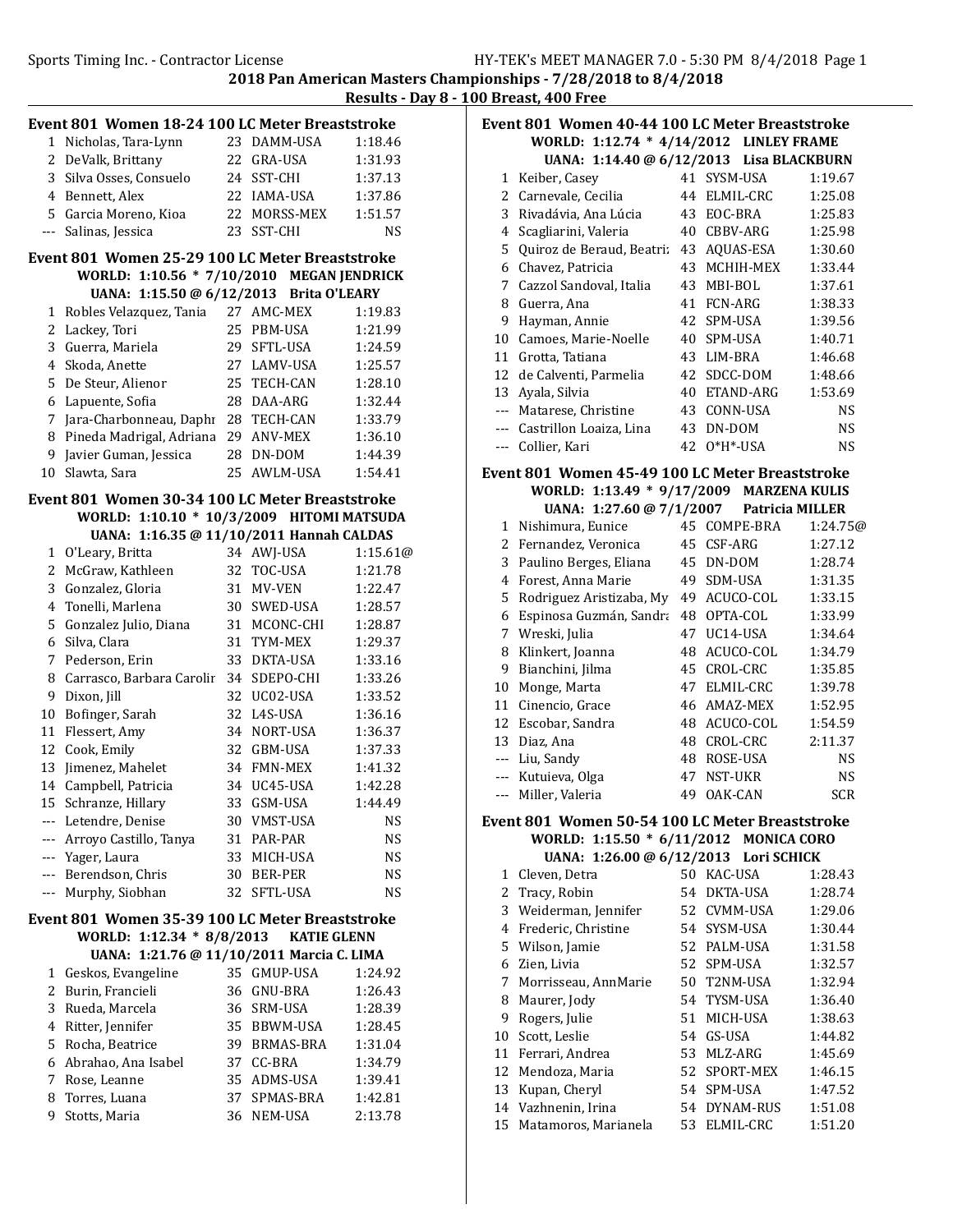## 2018 Pan American Masters Championships - 7/28/2018 to 8/4/2018

### Results - Day 8 - 100 Breast, 400 Free

### Event 801 Women 18-24 100 LC Meter Breaststroke

| Place | Name | Age | Team | Time |
|---|---|---|---|---|
| 1 | Nicholas, Tara-Lynn | 23 | DAMM-USA | 1:18.46 |
| 2 | DeValk, Brittany | 22 | GRA-USA | 1:31.93 |
| 3 | Silva Osses, Consuelo | 24 | SST-CHI | 1:37.13 |
| 4 | Bennett, Alex | 22 | IAMA-USA | 1:37.86 |
| 5 | Garcia Moreno, Kioa | 22 | MORSS-MEX | 1:51.57 |
| --- | Salinas, Jessica | 23 | SST-CHI | NS |

### Event 801 Women 25-29 100 LC Meter Breaststroke

WORLD: 1:10.56 * 7/10/2010 MEGAN JENDRICK

UANA: 1:15.50 @ 6/12/2013 Brita O'LEARY

| Place | Name | Age | Team | Time |
|---|---|---|---|---|
| 1 | Robles Velazquez, Tania | 27 | AMC-MEX | 1:19.83 |
| 2 | Lackey, Tori | 25 | PBM-USA | 1:21.99 |
| 3 | Guerra, Mariela | 29 | SFTL-USA | 1:24.59 |
| 4 | Skoda, Anette | 27 | LAMV-USA | 1:25.57 |
| 5 | De Steur, Alienor | 25 | TECH-CAN | 1:28.10 |
| 6 | Lapuente, Sofia | 28 | DAA-ARG | 1:32.44 |
| 7 | Jara-Charbonneau, Daphr | 28 | TECH-CAN | 1:33.79 |
| 8 | Pineda Madrigal, Adriana | 29 | ANV-MEX | 1:36.10 |
| 9 | Javier Guman, Jessica | 28 | DN-DOM | 1:44.39 |
| 10 | Slawta, Sara | 25 | AWLM-USA | 1:54.41 |

### Event 801 Women 30-34 100 LC Meter Breaststroke

WORLD: 1:10.10 * 10/3/2009 HITOMI MATSUDA

UANA: 1:16.35 @ 11/10/2011 Hannah CALDAS

| Place | Name | Age | Team | Time |
|---|---|---|---|---|
| 1 | O'Leary, Britta | 34 | AWJ-USA | 1:15.61@ |
| 2 | McGraw, Kathleen | 32 | TOC-USA | 1:21.78 |
| 3 | Gonzalez, Gloria | 31 | MV-VEN | 1:22.47 |
| 4 | Tonelli, Marlena | 30 | SWED-USA | 1:28.57 |
| 5 | Gonzalez Julio, Diana | 31 | MCONC-CHI | 1:28.87 |
| 6 | Silva, Clara | 31 | TYM-MEX | 1:29.37 |
| 7 | Pederson, Erin | 33 | DKTA-USA | 1:33.16 |
| 8 | Carrasco, Barbara Carolir | 34 | SDEPO-CHI | 1:33.26 |
| 9 | Dixon, Jill | 32 | UC02-USA | 1:33.52 |
| 10 | Bofinger, Sarah | 32 | L4S-USA | 1:36.16 |
| 11 | Flessert, Amy | 34 | NORT-USA | 1:36.37 |
| 12 | Cook, Emily | 32 | GBM-USA | 1:37.33 |
| 13 | Jimenez, Mahelet | 34 | FMN-MEX | 1:41.32 |
| 14 | Campbell, Patricia | 34 | UC45-USA | 1:42.28 |
| 15 | Schranze, Hillary | 33 | GSM-USA | 1:44.49 |
| --- | Letendre, Denise | 30 | VMST-USA | NS |
| --- | Arroyo Castillo, Tanya | 31 | PAR-PAR | NS |
| --- | Yager, Laura | 33 | MICH-USA | NS |
| --- | Berendson, Chris | 30 | BER-PER | NS |
| --- | Murphy, Siobhan | 32 | SFTL-USA | NS |

### Event 801 Women 35-39 100 LC Meter Breaststroke

WORLD: 1:12.34 * 8/8/2013 KATIE GLENN

UANA: 1:21.76 @ 11/10/2011 Marcia C. LIMA

| Place | Name | Age | Team | Time |
|---|---|---|---|---|
| 1 | Geskos, Evangeline | 35 | GMUP-USA | 1:24.92 |
| 2 | Burin, Francieli | 36 | GNU-BRA | 1:26.43 |
| 3 | Rueda, Marcela | 36 | SRM-USA | 1:28.39 |
| 4 | Ritter, Jennifer | 35 | BBWM-USA | 1:28.45 |
| 5 | Rocha, Beatrice | 39 | BRMAS-BRA | 1:31.04 |
| 6 | Abrahao, Ana Isabel | 37 | CC-BRA | 1:34.79 |
| 7 | Rose, Leanne | 35 | ADMS-USA | 1:39.41 |
| 8 | Torres, Luana | 37 | SPMAS-BRA | 1:42.81 |
| 9 | Stotts, Maria | 36 | NEM-USA | 2:13.78 |

### Event 801 Women 40-44 100 LC Meter Breaststroke

WORLD: 1:12.74 * 4/14/2012 LINLEY FRAME

UANA: 1:14.40 @ 6/12/2013 Lisa BLACKBURN

| Place | Name | Age | Team | Time |
|---|---|---|---|---|
| 1 | Keiber, Casey | 41 | SYSM-USA | 1:19.67 |
| 2 | Carnevale, Cecilia | 44 | ELMIL-CRC | 1:25.08 |
| 3 | Rivadávia, Ana Lúcia | 43 | EOC-BRA | 1:25.83 |
| 4 | Scagliarini, Valeria | 40 | CBBV-ARG | 1:25.98 |
| 5 | Quiroz de Beraud, Beatriz | 43 | AQUAS-ESA | 1:30.60 |
| 6 | Chavez, Patricia | 43 | MCHIH-MEX | 1:33.44 |
| 7 | Cazzol Sandoval, Italia | 43 | MBI-BOL | 1:37.61 |
| 8 | Guerra, Ana | 41 | FCN-ARG | 1:38.33 |
| 9 | Hayman, Annie | 42 | SPM-USA | 1:39.56 |
| 10 | Camoes, Marie-Noelle | 40 | SPM-USA | 1:40.71 |
| 11 | Grotta, Tatiana | 43 | LIM-BRA | 1:46.68 |
| 12 | de Calventi, Parmelia | 42 | SDCC-DOM | 1:48.66 |
| 13 | Ayala, Silvia | 40 | ETAND-ARG | 1:53.69 |
| --- | Matarese, Christine | 43 | CONN-USA | NS |
| --- | Castrillon Loaiza, Lina | 43 | DN-DOM | NS |
| --- | Collier, Kari | 42 | O*H*-USA | NS |

### Event 801 Women 45-49 100 LC Meter Breaststroke

WORLD: 1:13.49 * 9/17/2009 MARZENA KULIS

UANA: 1:27.60 @ 7/1/2007 Patricia MILLER

| Place | Name | Age | Team | Time |
|---|---|---|---|---|
| 1 | Nishimura, Eunice | 45 | COMPE-BRA | 1:24.75@ |
| 2 | Fernandez, Veronica | 45 | CSF-ARG | 1:27.12 |
| 3 | Paulino Berges, Eliana | 45 | DN-DOM | 1:28.74 |
| 4 | Forest, Anna Marie | 49 | SDM-USA | 1:31.35 |
| 5 | Rodriguez Aristizaba, My | 49 | ACUCO-COL | 1:33.15 |
| 6 | Espinosa Guzmán, Sandra | 48 | OPTA-COL | 1:33.99 |
| 7 | Wreski, Julia | 47 | UC14-USA | 1:34.64 |
| 8 | Klinkert, Joanna | 48 | ACUCO-COL | 1:34.79 |
| 9 | Bianchini, Jilma | 45 | CROL-CRC | 1:35.85 |
| 10 | Monge, Marta | 47 | ELMIL-CRC | 1:39.78 |
| 11 | Cinencio, Grace | 46 | AMAZ-MEX | 1:52.95 |
| 12 | Escobar, Sandra | 48 | ACUCO-COL | 1:54.59 |
| 13 | Diaz, Ana | 48 | CROL-CRC | 2:11.37 |
| --- | Liu, Sandy | 48 | ROSE-USA | NS |
| --- | Kutuieva, Olga | 47 | NST-UKR | NS |
| --- | Miller, Valeria | 49 | OAK-CAN | SCR |

### Event 801 Women 50-54 100 LC Meter Breaststroke

WORLD: 1:15.50 * 6/11/2012 MONICA CORO

UANA: 1:26.00 @ 6/12/2013 Lori SCHICK

| Place | Name | Age | Team | Time |
|---|---|---|---|---|
| 1 | Cleven, Detra | 50 | KAC-USA | 1:28.43 |
| 2 | Tracy, Robin | 54 | DKTA-USA | 1:28.74 |
| 3 | Weiderman, Jennifer | 52 | CVMM-USA | 1:29.06 |
| 4 | Frederic, Christine | 54 | SYSM-USA | 1:30.44 |
| 5 | Wilson, Jamie | 52 | PALM-USA | 1:31.58 |
| 6 | Zien, Livia | 52 | SPM-USA | 1:32.57 |
| 7 | Morrisseau, AnnMarie | 50 | T2NM-USA | 1:32.94 |
| 8 | Maurer, Jody | 54 | TYSM-USA | 1:36.40 |
| 9 | Rogers, Julie | 51 | MICH-USA | 1:38.63 |
| 10 | Scott, Leslie | 54 | GS-USA | 1:44.82 |
| 11 | Ferrari, Andrea | 53 | MLZ-ARG | 1:45.69 |
| 12 | Mendoza, Maria | 52 | SPORT-MEX | 1:46.15 |
| 13 | Kupan, Cheryl | 54 | SPM-USA | 1:47.52 |
| 14 | Vazhnenin, Irina | 54 | DYNAM-RUS | 1:51.08 |
| 15 | Matamoros, Marianela | 53 | ELMIL-CRC | 1:51.20 |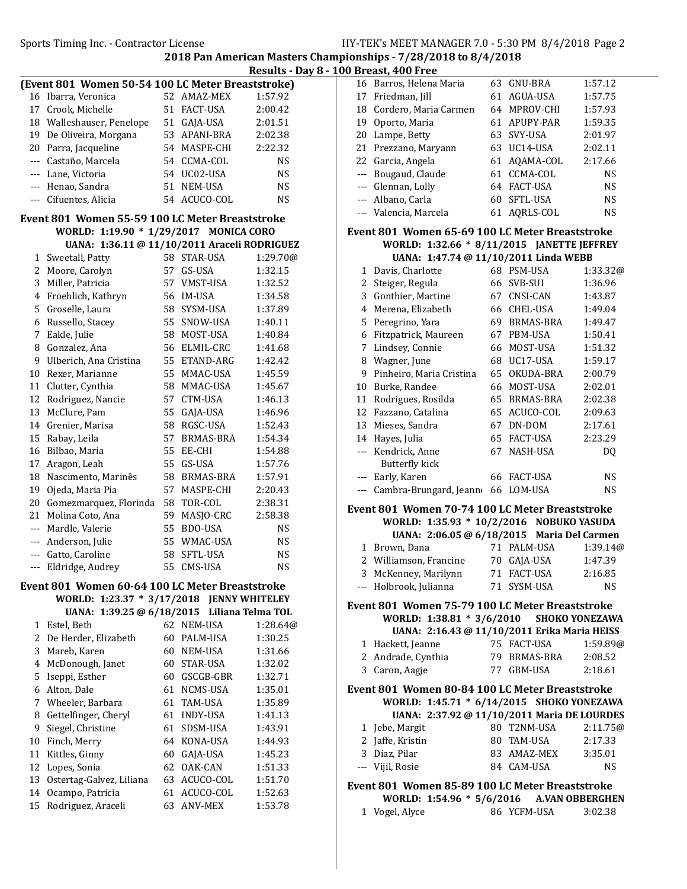**2018 Pan American Masters Championships - 7/28/2018 to 8/4/2018**

**Results - Day 8 - 100 Breast, 400 Free**

### (Event 801 Women 50-54 100 LC Meter Breaststroke)

| Place | Name | Age | Team | Time |
|---|---|---|---|---|
| 16 | Ibarra, Veronica | 52 | AMAZ-MEX | 1:57.92 |
| 17 | Crook, Michelle | 51 | FACT-USA | 2:00.42 |
| 18 | Walleshauser, Penelope | 51 | GAJA-USA | 2:01.51 |
| 19 | De Oliveira, Morgana | 53 | APANI-BRA | 2:02.38 |
| 20 | Parra, Jacqueline | 54 | MASPE-CHI | 2:22.32 |
| --- | Castaño, Marcela | 54 | CCMA-COL | NS |
| --- | Lane, Victoria | 54 | UC02-USA | NS |
| --- | Henao, Sandra | 51 | NEM-USA | NS |
| --- | Cifuentes, Alicia | 54 | ACUCO-COL | NS |

### Event 801 Women 55-59 100 LC Meter Breaststroke

WORLD: 1:19.90 * 1/29/2017 MONICA CORO

UANA: 1:36.11 @ 11/10/2011 Araceli RODRIGUEZ

| Place | Name | Age | Team | Time |
|---|---|---|---|---|
| 1 | Sweetall, Patty | 58 | STAR-USA | 1:29.70@ |
| 2 | Moore, Carolyn | 57 | GS-USA | 1:32.15 |
| 3 | Miller, Patricia | 57 | VMST-USA | 1:32.52 |
| 4 | Froehlich, Kathryn | 56 | IM-USA | 1:34.58 |
| 5 | Groselle, Laura | 58 | SYSM-USA | 1:37.89 |
| 6 | Russello, Stacey | 55 | SNOW-USA | 1:40.11 |
| 7 | Eakle, Julie | 58 | MOST-USA | 1:40.84 |
| 8 | Gonzalez, Ana | 56 | ELMIL-CRC | 1:41.68 |
| 9 | Ulberich, Ana Cristina | 55 | ETAND-ARG | 1:42.42 |
| 10 | Rexer, Marianne | 55 | MMAC-USA | 1:45.59 |
| 11 | Clutter, Cynthia | 58 | MMAC-USA | 1:45.67 |
| 12 | Rodriguez, Nancie | 57 | CTM-USA | 1:46.13 |
| 13 | McClure, Pam | 55 | GAJA-USA | 1:46.96 |
| 14 | Grenier, Marisa | 58 | RGSC-USA | 1:52.43 |
| 15 | Rabay, Leila | 57 | BRMAS-BRA | 1:54.34 |
| 16 | Bilbao, Maria | 55 | EE-CHI | 1:54.88 |
| 17 | Aragon, Leah | 55 | GS-USA | 1:57.76 |
| 18 | Nascimento, Marinês | 58 | BRMAS-BRA | 1:57.91 |
| 19 | Ojeda, Maria Pia | 57 | MASPE-CHI | 2:20.43 |
| 20 | Gomezmarquez, Florinda | 58 | TOR-COL | 2:38.31 |
| 21 | Molina Coto, Ana | 59 | MASJO-CRC | 2:58.38 |
| --- | Mardle, Valerie | 55 | BDO-USA | NS |
| --- | Anderson, Julie | 55 | WMAC-USA | NS |
| --- | Gatto, Caroline | 58 | SFTL-USA | NS |
| --- | Eldridge, Audrey | 55 | CMS-USA | NS |

### Event 801 Women 60-64 100 LC Meter Breaststroke

WORLD: 1:23.37 * 3/17/2018 JENNY WHITELEY

UANA: 1:39.25 @ 6/18/2015 Liliana Telma TOL

| Place | Name | Age | Team | Time |
|---|---|---|---|---|
| 1 | Estel, Beth | 62 | NEM-USA | 1:28.64@ |
| 2 | De Herder, Elizabeth | 60 | PALM-USA | 1:30.25 |
| 3 | Mareb, Karen | 60 | NEM-USA | 1:31.66 |
| 4 | McDonough, Janet | 60 | STAR-USA | 1:32.02 |
| 5 | Iseppi, Esther | 60 | GSCGB-GBR | 1:32.71 |
| 6 | Alton, Dale | 61 | NCMS-USA | 1:35.01 |
| 7 | Wheeler, Barbara | 61 | TAM-USA | 1:35.89 |
| 8 | Gettelfinger, Cheryl | 61 | INDY-USA | 1:41.13 |
| 9 | Siegel, Christine | 61 | SDSM-USA | 1:43.91 |
| 10 | Finch, Merry | 64 | KONA-USA | 1:44.93 |
| 11 | Kittles, Ginny | 60 | GAJA-USA | 1:45.23 |
| 12 | Lopes, Sonia | 62 | OAK-CAN | 1:51.33 |
| 13 | Ostertag-Galvez, Liliana | 63 | ACUCO-COL | 1:51.70 |
| 14 | Ocampo, Patricia | 61 | ACUCO-COL | 1:52.63 |
| 15 | Rodriguez, Araceli | 63 | ANV-MEX | 1:53.78 |
| 16 | Barros, Helena Maria | 63 | GNU-BRA | 1:57.12 |
| 17 | Friedman, Jill | 61 | AGUA-USA | 1:57.75 |
| 18 | Cordero, Maria Carmen | 64 | MPROV-CHI | 1:57.93 |
| 19 | Oporto, Maria | 61 | APUPY-PAR | 1:59.35 |
| 20 | Lampe, Betty | 63 | SVY-USA | 2:01.97 |
| 21 | Prezzano, Maryann | 63 | UC14-USA | 2:02.11 |
| 22 | Garcia, Angela | 61 | AQAMA-COL | 2:17.66 |
| --- | Bougaud, Claude | 61 | CCMA-COL | NS |
| --- | Glennan, Lolly | 64 | FACT-USA | NS |
| --- | Albano, Carla | 60 | SFTL-USA | NS |
| --- | Valencia, Marcela | 61 | AQRLS-COL | NS |

### Event 801 Women 65-69 100 LC Meter Breaststroke

WORLD: 1:32.66 * 8/11/2015 JANETTE JEFFREY

UANA: 1:47.74 @ 11/10/2011 Linda WEBB

| Place | Name | Age | Team | Time |
|---|---|---|---|---|
| 1 | Davis, Charlotte | 68 | PSM-USA | 1:33.32@ |
| 2 | Steiger, Regula | 66 | SVB-SUI | 1:36.96 |
| 3 | Gonthier, Martine | 67 | CNSI-CAN | 1:43.87 |
| 4 | Merena, Elizabeth | 66 | CHEL-USA | 1:49.04 |
| 5 | Peregrino, Yara | 69 | BRMAS-BRA | 1:49.47 |
| 6 | Fitzpatrick, Maureen | 67 | PBM-USA | 1:50.41 |
| 7 | Lindsey, Connie | 66 | MOST-USA | 1:51.32 |
| 8 | Wagner, June | 68 | UC17-USA | 1:59.17 |
| 9 | Pinheiro, Maria Cristina | 65 | OKUDA-BRA | 2:00.79 |
| 10 | Burke, Randee | 66 | MOST-USA | 2:02.01 |
| 11 | Rodrigues, Rosilda | 65 | BRMAS-BRA | 2:02.38 |
| 12 | Fazzano, Catalina | 65 | ACUCO-COL | 2:09.63 |
| 13 | Mieses, Sandra | 67 | DN-DOM | 2:17.61 |
| 14 | Hayes, Julia | 65 | FACT-USA | 2:23.29 |
| --- | Kendrick, Anne (Butterfly kick) | 67 | NASH-USA | DQ |
| --- | Early, Karen | 66 | FACT-USA | NS |
| --- | Cambra-Brungard, Jeann | 66 | LOM-USA | NS |

### Event 801 Women 70-74 100 LC Meter Breaststroke

WORLD: 1:35.93 * 10/2/2016 NOBUKO YASUDA

UANA: 2:06.05 @ 6/18/2015 Maria Del Carmen

| Place | Name | Age | Team | Time |
|---|---|---|---|---|
| 1 | Brown, Dana | 71 | PALM-USA | 1:39.14@ |
| 2 | Williamson, Francine | 70 | GAJA-USA | 1:47.39 |
| 3 | McKenney, Marilynn | 71 | FACT-USA | 2:16.85 |
| --- | Holbrook, Julianna | 71 | SYSM-USA | NS |

### Event 801 Women 75-79 100 LC Meter Breaststroke

WORLD: 1:38.81 * 3/6/2010 SHOKO YONEZAWA

UANA: 2:16.43 @ 11/10/2011 Erika Maria HEISS

| Place | Name | Age | Team | Time |
|---|---|---|---|---|
| 1 | Hackett, Jeanne | 75 | FACT-USA | 1:59.89@ |
| 2 | Andrade, Cynthia | 79 | BRMAS-BRA | 2:08.52 |
| 3 | Caron, Aagje | 77 | GBM-USA | 2:18.61 |

### Event 801 Women 80-84 100 LC Meter Breaststroke

WORLD: 1:45.71 * 6/14/2015 SHOKO YONEZAWA

UANA: 2:37.92 @ 11/10/2011 Maria DE LOURDES

| Place | Name | Age | Team | Time |
|---|---|---|---|---|
| 1 | Jebe, Margit | 80 | T2NM-USA | 2:11.75@ |
| 2 | Jaffe, Kristin | 80 | TAM-USA | 2:17.33 |
| 3 | Diaz, Pilar | 83 | AMAZ-MEX | 3:35.01 |
| --- | Vijil, Rosie | 84 | CAM-USA | NS |

### Event 801 Women 85-89 100 LC Meter Breaststroke

WORLD: 1:54.96 * 5/6/2016 A.VAN OBBERGHEN

| Place | Name | Age | Team | Time |
|---|---|---|---|---|
| 1 | Vogel, Alyce | 86 | YCFM-USA | 3:02.38 |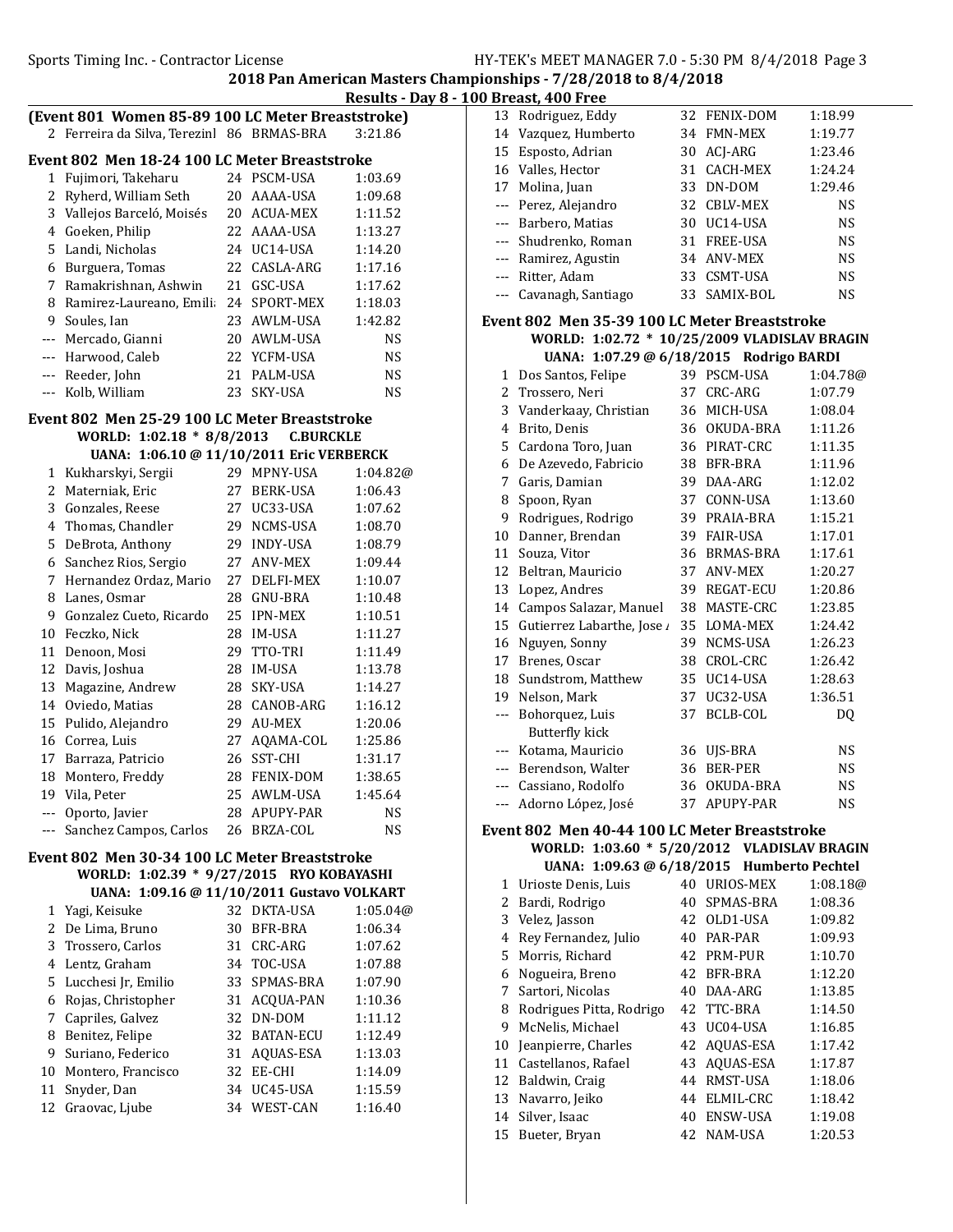## 2018 Pan American Masters Championships - 7/28/2018 to 8/4/2018

### Results - Day 8 - 100 Breast, 400 Free

**(Event 801 Women 85-89 100 LC Meter Breaststroke)**

| | Name | Age | Team | Time |
|---|---|---|---|---|
| 2 | Ferreira da Silva, Terezinl | 86 | BRMAS-BRA | 3:21.86 |

**Event 802 Men 18-24 100 LC Meter Breaststroke**

| | Name | Age | Team | Time |
|---|---|---|---|---|
| 1 | Fujimori, Takeharu | 24 | PSCM-USA | 1:03.69 |
| 2 | Ryherd, William Seth | 20 | AAAA-USA | 1:09.68 |
| 3 | Vallejos Barceló, Moisés | 20 | ACUA-MEX | 1:11.52 |
| 4 | Goeken, Philip | 22 | AAAA-USA | 1:13.27 |
| 5 | Landi, Nicholas | 24 | UC14-USA | 1:14.20 |
| 6 | Burguera, Tomas | 22 | CASLA-ARG | 1:17.16 |
| 7 | Ramakrishnan, Ashwin | 21 | GSC-USA | 1:17.62 |
| 8 | Ramirez-Laureano, Emili | 24 | SPORT-MEX | 1:18.03 |
| 9 | Soules, Ian | 23 | AWLM-USA | 1:42.82 |
| --- | Mercado, Gianni | 20 | AWLM-USA | NS |
| --- | Harwood, Caleb | 22 | YCFM-USA | NS |
| --- | Reeder, John | 21 | PALM-USA | NS |
| --- | Kolb, William | 23 | SKY-USA | NS |

**Event 802 Men 25-29 100 LC Meter Breaststroke**

WORLD: 1:02.18 * 8/8/2013 C.BURCKLE

UANA: 1:06.10 @ 11/10/2011 Eric VERBERCK

| | Name | Age | Team | Time |
|---|---|---|---|---|
| 1 | Kukharskyi, Sergii | 29 | MPNY-USA | 1:04.82@ |
| 2 | Materniak, Eric | 27 | BERK-USA | 1:06.43 |
| 3 | Gonzales, Reese | 27 | UC33-USA | 1:07.62 |
| 4 | Thomas, Chandler | 29 | NCMS-USA | 1:08.70 |
| 5 | DeBrota, Anthony | 29 | INDY-USA | 1:08.79 |
| 6 | Sanchez Rios, Sergio | 27 | ANV-MEX | 1:09.44 |
| 7 | Hernandez Ordaz, Mario | 27 | DELFI-MEX | 1:10.07 |
| 8 | Lanes, Osmar | 28 | GNU-BRA | 1:10.48 |
| 9 | Gonzalez Cueto, Ricardo | 25 | IPN-MEX | 1:10.51 |
| 10 | Feczko, Nick | 28 | IM-USA | 1:11.27 |
| 11 | Denoon, Mosi | 29 | TTO-TRI | 1:11.49 |
| 12 | Davis, Joshua | 28 | IM-USA | 1:13.78 |
| 13 | Magazine, Andrew | 28 | SKY-USA | 1:14.27 |
| 14 | Oviedo, Matias | 28 | CANOB-ARG | 1:16.12 |
| 15 | Pulido, Alejandro | 29 | AU-MEX | 1:20.06 |
| 16 | Correa, Luis | 27 | AQAMA-COL | 1:25.86 |
| 17 | Barraza, Patricio | 26 | SST-CHI | 1:31.17 |
| 18 | Montero, Freddy | 28 | FENIX-DOM | 1:38.65 |
| 19 | Vila, Peter | 25 | AWLM-USA | 1:45.64 |
| --- | Oporto, Javier | 28 | APUPY-PAR | NS |
| --- | Sanchez Campos, Carlos | 26 | BRZA-COL | NS |

**Event 802 Men 30-34 100 LC Meter Breaststroke**

WORLD: 1:02.39 * 9/27/2015 RYO KOBAYASHI

UANA: 1:09.16 @ 11/10/2011 Gustavo VOLKART

| | Name | Age | Team | Time |
|---|---|---|---|---|
| 1 | Yagi, Keisuke | 32 | DKTA-USA | 1:05.04@ |
| 2 | De Lima, Bruno | 30 | BFR-BRA | 1:06.34 |
| 3 | Trossero, Carlos | 31 | CRC-ARG | 1:07.62 |
| 4 | Lentz, Graham | 34 | TOC-USA | 1:07.88 |
| 5 | Lucchesi Jr, Emilio | 33 | SPMAS-BRA | 1:07.90 |
| 6 | Rojas, Christopher | 31 | ACQUA-PAN | 1:10.36 |
| 7 | Capriles, Galvez | 32 | DN-DOM | 1:11.12 |
| 8 | Benitez, Felipe | 32 | BATAN-ECU | 1:12.49 |
| 9 | Suriano, Federico | 31 | AQUAS-ESA | 1:13.03 |
| 10 | Montero, Francisco | 32 | EE-CHI | 1:14.09 |
| 11 | Snyder, Dan | 34 | UC45-USA | 1:15.59 |
| 12 | Graovac, Ljube | 34 | WEST-CAN | 1:16.40 |
| 13 | Rodriguez, Eddy | 32 | FENIX-DOM | 1:18.99 |
| 14 | Vazquez, Humberto | 34 | FMN-MEX | 1:19.77 |
| 15 | Esposto, Adrian | 30 | ACJ-ARG | 1:23.46 |
| 16 | Valles, Hector | 31 | CACH-MEX | 1:24.24 |
| 17 | Molina, Juan | 33 | DN-DOM | 1:29.46 |
| --- | Perez, Alejandro | 32 | CBLV-MEX | NS |
| --- | Barbero, Matias | 30 | UC14-USA | NS |
| --- | Shudrenko, Roman | 31 | FREE-USA | NS |
| --- | Ramirez, Agustin | 34 | ANV-MEX | NS |
| --- | Ritter, Adam | 33 | CSMT-USA | NS |
| --- | Cavanagh, Santiago | 33 | SAMIX-BOL | NS |

**Event 802 Men 35-39 100 LC Meter Breaststroke**

WORLD: 1:02.72 * 10/25/2009 VLADISLAV BRAGIN

UANA: 1:07.29 @ 6/18/2015 Rodrigo BARDI

| | Name | Age | Team | Time |
|---|---|---|---|---|
| 1 | Dos Santos, Felipe | 39 | PSCM-USA | 1:04.78@ |
| 2 | Trossero, Neri | 37 | CRC-ARG | 1:07.79 |
| 3 | Vanderkaay, Christian | 36 | MICH-USA | 1:08.04 |
| 4 | Brito, Denis | 36 | OKUDA-BRA | 1:11.26 |
| 5 | Cardona Toro, Juan | 36 | PIRAT-CRC | 1:11.35 |
| 6 | De Azevedo, Fabricio | 38 | BFR-BRA | 1:11.96 |
| 7 | Garis, Damian | 39 | DAA-ARG | 1:12.02 |
| 8 | Spoon, Ryan | 37 | CONN-USA | 1:13.60 |
| 9 | Rodrigues, Rodrigo | 39 | PRAIA-BRA | 1:15.21 |
| 10 | Danner, Brendan | 39 | FAIR-USA | 1:17.01 |
| 11 | Souza, Vitor | 36 | BRMAS-BRA | 1:17.61 |
| 12 | Beltran, Mauricio | 37 | ANV-MEX | 1:20.27 |
| 13 | Lopez, Andres | 39 | REGAT-ECU | 1:20.86 |
| 14 | Campos Salazar, Manuel | 38 | MASTE-CRC | 1:23.85 |
| 15 | Gutierrez Labarthe, Jose | 35 | LOMA-MEX | 1:24.42 |
| 16 | Nguyen, Sonny | 39 | NCMS-USA | 1:26.23 |
| 17 | Brenes, Oscar | 38 | CROL-CRC | 1:26.42 |
| 18 | Sundstrom, Matthew | 35 | UC14-USA | 1:28.63 |
| 19 | Nelson, Mark | 37 | UC32-USA | 1:36.51 |
| --- | Bohorquez, Luis<br>Butterfly kick | 37 | BCLB-COL | DQ |
| --- | Kotama, Mauricio | 36 | UJS-BRA | NS |
| --- | Berendson, Walter | 36 | BER-PER | NS |
| --- | Cassiano, Rodolfo | 36 | OKUDA-BRA | NS |
| --- | Adorno López, José | 37 | APUPY-PAR | NS |

**Event 802 Men 40-44 100 LC Meter Breaststroke**

WORLD: 1:03.60 * 5/20/2012 VLADISLAV BRAGIN

UANA: 1:09.63 @ 6/18/2015 Humberto Pechtel

| | Name | Age | Team | Time |
|---|---|---|---|---|
| 1 | Urioste Denis, Luis | 40 | URIOS-MEX | 1:08.18@ |
| 2 | Bardi, Rodrigo | 40 | SPMAS-BRA | 1:08.36 |
| 3 | Velez, Jasson | 42 | OLD1-USA | 1:09.82 |
| 4 | Rey Fernandez, Julio | 40 | PAR-PAR | 1:09.93 |
| 5 | Morris, Richard | 42 | PRM-PUR | 1:10.70 |
| 6 | Nogueira, Breno | 42 | BFR-BRA | 1:12.20 |
| 7 | Sartori, Nicolas | 40 | DAA-ARG | 1:13.85 |
| 8 | Rodrigues Pitta, Rodrigo | 42 | TTC-BRA | 1:14.50 |
| 9 | McNelis, Michael | 43 | UC04-USA | 1:16.85 |
| 10 | Jeanpierre, Charles | 42 | AQUAS-ESA | 1:17.42 |
| 11 | Castellanos, Rafael | 43 | AQUAS-ESA | 1:17.87 |
| 12 | Baldwin, Craig | 44 | RMST-USA | 1:18.06 |
| 13 | Navarro, Jeiko | 44 | ELMIL-CRC | 1:18.42 |
| 14 | Silver, Isaac | 40 | ENSW-USA | 1:19.08 |
| 15 | Bueter, Bryan | 42 | NAM-USA | 1:20.53 |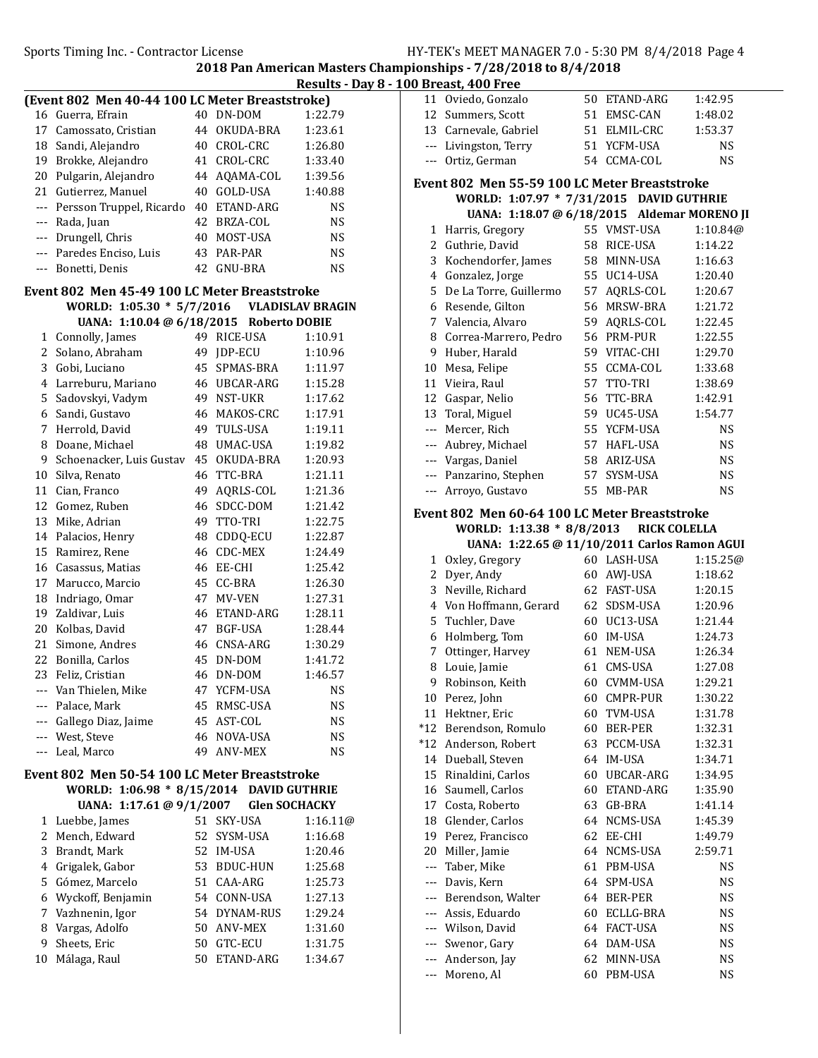2018 Pan American Masters Championships - 7/28/2018 to 8/4/2018

Results - Day 8 - 100 Breast, 400 Free

### (Event 802 Men 40-44 100 LC Meter Breaststroke)

| Place | Name | Age | Team | Time |
|---|---|---|---|---|
| 16 | Guerra, Efrain | 40 | DN-DOM | 1:22.79 |
| 17 | Camossato, Cristian | 44 | OKUDA-BRA | 1:23.61 |
| 18 | Sandi, Alejandro | 40 | CROL-CRC | 1:26.80 |
| 19 | Brokke, Alejandro | 41 | CROL-CRC | 1:33.40 |
| 20 | Pulgarin, Alejandro | 44 | AQAMA-COL | 1:39.56 |
| 21 | Gutierrez, Manuel | 40 | GOLD-USA | 1:40.88 |
| --- | Persson Truppel, Ricardo | 40 | ETAND-ARG | NS |
| --- | Rada, Juan | 42 | BRZA-COL | NS |
| --- | Drungell, Chris | 40 | MOST-USA | NS |
| --- | Paredes Enciso, Luis | 43 | PAR-PAR | NS |
| --- | Bonetti, Denis | 42 | GNU-BRA | NS |

### Event 802 Men 45-49 100 LC Meter Breaststroke

WORLD: 1:05.30 * 5/7/2016 VLADISLAV BRAGIN

UANA: 1:10.04 @ 6/18/2015 Roberto DOBIE

| Place | Name | Age | Team | Time |
|---|---|---|---|---|
| 1 | Connolly, James | 49 | RICE-USA | 1:10.91 |
| 2 | Solano, Abraham | 49 | JDP-ECU | 1:10.96 |
| 3 | Gobi, Luciano | 45 | SPMAS-BRA | 1:11.97 |
| 4 | Larreburu, Mariano | 46 | UBCAR-ARG | 1:15.28 |
| 5 | Sadovskyi, Vadym | 49 | NST-UKR | 1:17.62 |
| 6 | Sandi, Gustavo | 46 | MAKOS-CRC | 1:17.91 |
| 7 | Herrold, David | 49 | TULS-USA | 1:19.11 |
| 8 | Doane, Michael | 48 | UMAC-USA | 1:19.82 |
| 9 | Schoenacker, Luis Gustav | 45 | OKUDA-BRA | 1:20.93 |
| 10 | Silva, Renato | 46 | TTC-BRA | 1:21.11 |
| 11 | Cian, Franco | 49 | AQRLS-COL | 1:21.36 |
| 12 | Gomez, Ruben | 46 | SDCC-DOM | 1:21.42 |
| 13 | Mike, Adrian | 49 | TTO-TRI | 1:22.75 |
| 14 | Palacios, Henry | 48 | CDDQ-ECU | 1:22.87 |
| 15 | Ramirez, Rene | 46 | CDC-MEX | 1:24.49 |
| 16 | Casassus, Matias | 46 | EE-CHI | 1:25.42 |
| 17 | Marucco, Marcio | 45 | CC-BRA | 1:26.30 |
| 18 | Indriago, Omar | 47 | MV-VEN | 1:27.31 |
| 19 | Zaldivar, Luis | 46 | ETAND-ARG | 1:28.11 |
| 20 | Kolbas, David | 47 | BGF-USA | 1:28.44 |
| 21 | Simone, Andres | 46 | CNSA-ARG | 1:30.29 |
| 22 | Bonilla, Carlos | 45 | DN-DOM | 1:41.72 |
| 23 | Feliz, Cristian | 46 | DN-DOM | 1:46.57 |
| --- | Van Thielen, Mike | 47 | YCFM-USA | NS |
| --- | Palace, Mark | 45 | RMSC-USA | NS |
| --- | Gallego Diaz, Jaime | 45 | AST-COL | NS |
| --- | West, Steve | 46 | NOVA-USA | NS |
| --- | Leal, Marco | 49 | ANV-MEX | NS |

### Event 802 Men 50-54 100 LC Meter Breaststroke

WORLD: 1:06.98 * 8/15/2014 DAVID GUTHRIE

UANA: 1:17.61 @ 9/1/2007 Glen SOCHACKY

| Place | Name | Age | Team | Time |
|---|---|---|---|---|
| 1 | Luebbe, James | 51 | SKY-USA | 1:16.11@ |
| 2 | Mench, Edward | 52 | SYSM-USA | 1:16.68 |
| 3 | Brandt, Mark | 52 | IM-USA | 1:20.46 |
| 4 | Grigalek, Gabor | 53 | BDUC-HUN | 1:25.68 |
| 5 | Gómez, Marcelo | 51 | CAA-ARG | 1:25.73 |
| 6 | Wyckoff, Benjamin | 54 | CONN-USA | 1:27.13 |
| 7 | Vazhnenin, Igor | 54 | DYNAM-RUS | 1:29.24 |
| 8 | Vargas, Adolfo | 50 | ANV-MEX | 1:31.60 |
| 9 | Sheets, Eric | 50 | GTC-ECU | 1:31.75 |
| 10 | Málaga, Raul | 50 | ETAND-ARG | 1:34.67 |
| 11 | Oviedo, Gonzalo | 50 | ETAND-ARG | 1:42.95 |
| 12 | Summers, Scott | 51 | EMSC-CAN | 1:48.02 |
| 13 | Carnevale, Gabriel | 51 | ELMIL-CRC | 1:53.37 |
| --- | Livingston, Terry | 51 | YCFM-USA | NS |
| --- | Ortiz, German | 54 | CCMA-COL | NS |

### Event 802 Men 55-59 100 LC Meter Breaststroke

WORLD: 1:07.97 * 7/31/2015 DAVID GUTHRIE

UANA: 1:18.07 @ 6/18/2015 Aldemar MORENO JI

| Place | Name | Age | Team | Time |
|---|---|---|---|---|
| 1 | Harris, Gregory | 55 | VMST-USA | 1:10.84@ |
| 2 | Guthrie, David | 58 | RICE-USA | 1:14.22 |
| 3 | Kochendorfer, James | 58 | MINN-USA | 1:16.63 |
| 4 | Gonzalez, Jorge | 55 | UC14-USA | 1:20.40 |
| 5 | De La Torre, Guillermo | 57 | AQRLS-COL | 1:20.67 |
| 6 | Resende, Gilton | 56 | MRSW-BRA | 1:21.72 |
| 7 | Valencia, Alvaro | 59 | AQRLS-COL | 1:22.45 |
| 8 | Correa-Marrero, Pedro | 56 | PRM-PUR | 1:22.55 |
| 9 | Huber, Harald | 59 | VITAC-CHI | 1:29.70 |
| 10 | Mesa, Felipe | 55 | CCMA-COL | 1:33.68 |
| 11 | Vieira, Raul | 57 | TTO-TRI | 1:38.69 |
| 12 | Gaspar, Nelio | 56 | TTC-BRA | 1:42.91 |
| 13 | Toral, Miguel | 59 | UC45-USA | 1:54.77 |
| --- | Mercer, Rich | 55 | YCFM-USA | NS |
| --- | Aubrey, Michael | 57 | HAFL-USA | NS |
| --- | Vargas, Daniel | 58 | ARIZ-USA | NS |
| --- | Panzarino, Stephen | 57 | SYSM-USA | NS |
| --- | Arroyo, Gustavo | 55 | MB-PAR | NS |

### Event 802 Men 60-64 100 LC Meter Breaststroke

WORLD: 1:13.38 * 8/8/2013 RICK COLELLA

UANA: 1:22.65 @ 11/10/2011 Carlos Ramon AGUI

| Place | Name | Age | Team | Time |
|---|---|---|---|---|
| 1 | Oxley, Gregory | 60 | LASH-USA | 1:15.25@ |
| 2 | Dyer, Andy | 60 | AWJ-USA | 1:18.62 |
| 3 | Neville, Richard | 62 | FAST-USA | 1:20.15 |
| 4 | Von Hoffmann, Gerard | 62 | SDSM-USA | 1:20.96 |
| 5 | Tuchler, Dave | 60 | UC13-USA | 1:21.44 |
| 6 | Holmberg, Tom | 60 | IM-USA | 1:24.73 |
| 7 | Ottinger, Harvey | 61 | NEM-USA | 1:26.34 |
| 8 | Louie, Jamie | 61 | CMS-USA | 1:27.08 |
| 9 | Robinson, Keith | 60 | CVMM-USA | 1:29.21 |
| 10 | Perez, John | 60 | CMPR-PUR | 1:30.22 |
| 11 | Hektner, Eric | 60 | TVM-USA | 1:31.78 |
| *12 | Berendson, Romulo | 60 | BER-PER | 1:32.31 |
| *12 | Anderson, Robert | 63 | PCCM-USA | 1:32.31 |
| 14 | Dueball, Steven | 64 | IM-USA | 1:34.71 |
| 15 | Rinaldini, Carlos | 60 | UBCAR-ARG | 1:34.95 |
| 16 | Saumell, Carlos | 60 | ETAND-ARG | 1:35.90 |
| 17 | Costa, Roberto | 63 | GB-BRA | 1:41.14 |
| 18 | Glender, Carlos | 64 | NCMS-USA | 1:45.39 |
| 19 | Perez, Francisco | 62 | EE-CHI | 1:49.79 |
| 20 | Miller, Jamie | 64 | NCMS-USA | 2:59.71 |
| --- | Taber, Mike | 61 | PBM-USA | NS |
| --- | Davis, Kern | 64 | SPM-USA | NS |
| --- | Berendson, Walter | 64 | BER-PER | NS |
| --- | Assis, Eduardo | 60 | ECLLG-BRA | NS |
| --- | Wilson, David | 64 | FACT-USA | NS |
| --- | Swenor, Gary | 64 | DAM-USA | NS |
| --- | Anderson, Jay | 62 | MINN-USA | NS |
| --- | Moreno, Al | 60 | PBM-USA | NS |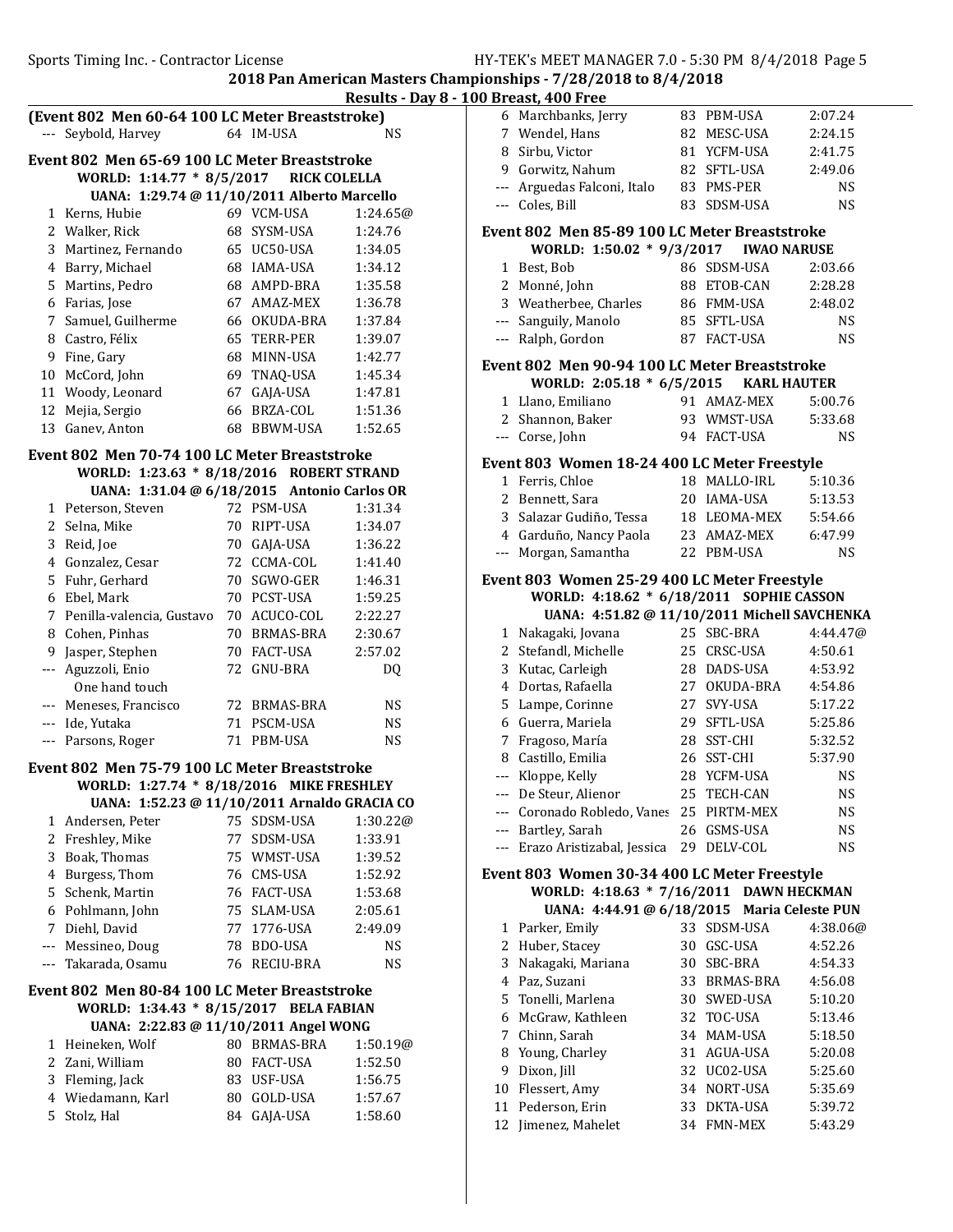## 2018 Pan American Masters Championships - 7/28/2018 to 8/4/2018

### Results - Day 8 - 100 Breast, 400 Free

**(Event 802 Men 60-64 100 LC Meter Breaststroke)**

| Place | Name | Age | Team | Time |
|---|---|---|---|---|
| --- | Seybold, Harvey | 64 | IM-USA | NS |

**Event 802 Men 65-69 100 LC Meter Breaststroke**

WORLD: 1:14.77 * 8/5/2017 RICK COLELLA

UANA: 1:29.74 @ 11/10/2011 Alberto Marcello

| Place | Name | Age | Team | Time |
|---|---|---|---|---|
| 1 | Kerns, Hubie | 69 | VCM-USA | 1:24.65@ |
| 2 | Walker, Rick | 68 | SYSM-USA | 1:24.76 |
| 3 | Martinez, Fernando | 65 | UC50-USA | 1:34.05 |
| 4 | Barry, Michael | 68 | IAMA-USA | 1:34.12 |
| 5 | Martins, Pedro | 68 | AMPD-BRA | 1:35.58 |
| 6 | Farias, Jose | 67 | AMAZ-MEX | 1:36.78 |
| 7 | Samuel, Guilherme | 66 | OKUDA-BRA | 1:37.84 |
| 8 | Castro, Félix | 65 | TERR-PER | 1:39.07 |
| 9 | Fine, Gary | 68 | MINN-USA | 1:42.77 |
| 10 | McCord, John | 69 | TNAQ-USA | 1:45.34 |
| 11 | Woody, Leonard | 67 | GAJA-USA | 1:47.81 |
| 12 | Mejia, Sergio | 66 | BRZA-COL | 1:51.36 |
| 13 | Ganev, Anton | 68 | BBWM-USA | 1:52.65 |

**Event 802 Men 70-74 100 LC Meter Breaststroke**

WORLD: 1:23.63 * 8/18/2016 ROBERT STRAND

UANA: 1:31.04 @ 6/18/2015 Antonio Carlos OR

| Place | Name | Age | Team | Time |
|---|---|---|---|---|
| 1 | Peterson, Steven | 72 | PSM-USA | 1:31.34 |
| 2 | Selna, Mike | 70 | RIPT-USA | 1:34.07 |
| 3 | Reid, Joe | 70 | GAJA-USA | 1:36.22 |
| 4 | Gonzalez, Cesar | 72 | CCMA-COL | 1:41.40 |
| 5 | Fuhr, Gerhard | 70 | SGWO-GER | 1:46.31 |
| 6 | Ebel, Mark | 70 | PCST-USA | 1:59.25 |
| 7 | Penilla-valencia, Gustavo | 70 | ACUCO-COL | 2:22.27 |
| 8 | Cohen, Pinhas | 70 | BRMAS-BRA | 2:30.67 |
| 9 | Jasper, Stephen | 70 | FACT-USA | 2:57.02 |
| --- | Aguzzoli, Enio | 72 | GNU-BRA | DQ |
| | One hand touch | | | |
| --- | Meneses, Francisco | 72 | BRMAS-BRA | NS |
| --- | Ide, Yutaka | 71 | PSCM-USA | NS |
| --- | Parsons, Roger | 71 | PBM-USA | NS |

**Event 802 Men 75-79 100 LC Meter Breaststroke**

WORLD: 1:27.74 * 8/18/2016 MIKE FRESHLEY

UANA: 1:52.23 @ 11/10/2011 Arnaldo GRACIA CO

| Place | Name | Age | Team | Time |
|---|---|---|---|---|
| 1 | Andersen, Peter | 75 | SDSM-USA | 1:30.22@ |
| 2 | Freshley, Mike | 77 | SDSM-USA | 1:33.91 |
| 3 | Boak, Thomas | 75 | WMST-USA | 1:39.52 |
| 4 | Burgess, Thom | 76 | CMS-USA | 1:52.92 |
| 5 | Schenk, Martin | 76 | FACT-USA | 1:53.68 |
| 6 | Pohlmann, John | 75 | SLAM-USA | 2:05.61 |
| 7 | Diehl, David | 77 | 1776-USA | 2:49.09 |
| --- | Messineo, Doug | 78 | BDO-USA | NS |
| --- | Takarada, Osamu | 76 | RECIU-BRA | NS |

**Event 802 Men 80-84 100 LC Meter Breaststroke**

WORLD: 1:34.43 * 8/15/2017 BELA FABIAN

UANA: 2:22.83 @ 11/10/2011 Angel WONG

| Place | Name | Age | Team | Time |
|---|---|---|---|---|
| 1 | Heineken, Wolf | 80 | BRMAS-BRA | 1:50.19@ |
| 2 | Zani, William | 80 | FACT-USA | 1:52.50 |
| 3 | Fleming, Jack | 83 | USF-USA | 1:56.75 |
| 4 | Wiedamann, Karl | 80 | GOLD-USA | 1:57.67 |
| 5 | Stolz, Hal | 84 | GAJA-USA | 1:58.60 |
| 6 | Marchbanks, Jerry | 83 | PBM-USA | 2:07.24 |
| 7 | Wendel, Hans | 82 | MESC-USA | 2:24.15 |
| 8 | Sirbu, Victor | 81 | YCFM-USA | 2:41.75 |
| 9 | Gorwitz, Nahum | 82 | SFTL-USA | 2:49.06 |
| --- | Arguedas Falconi, Italo | 83 | PMS-PER | NS |
| --- | Coles, Bill | 83 | SDSM-USA | NS |

**Event 802 Men 85-89 100 LC Meter Breaststroke**

WORLD: 1:50.02 * 9/3/2017 IWAO NARUSE

| Place | Name | Age | Team | Time |
|---|---|---|---|---|
| 1 | Best, Bob | 86 | SDSM-USA | 2:03.66 |
| 2 | Monné, John | 88 | ETOB-CAN | 2:28.28 |
| 3 | Weatherbee, Charles | 86 | FMM-USA | 2:48.02 |
| --- | Sanguily, Manolo | 85 | SFTL-USA | NS |
| --- | Ralph, Gordon | 87 | FACT-USA | NS |

**Event 802 Men 90-94 100 LC Meter Breaststroke**

WORLD: 2:05.18 * 6/5/2015 KARL HAUTER

| Place | Name | Age | Team | Time |
|---|---|---|---|---|
| 1 | Llano, Emiliano | 91 | AMAZ-MEX | 5:00.76 |
| 2 | Shannon, Baker | 93 | WMST-USA | 5:33.68 |
| --- | Corse, John | 94 | FACT-USA | NS |

**Event 803 Women 18-24 400 LC Meter Freestyle**

| Place | Name | Age | Team | Time |
|---|---|---|---|---|
| 1 | Ferris, Chloe | 18 | MALLO-IRL | 5:10.36 |
| 2 | Bennett, Sara | 20 | IAMA-USA | 5:13.53 |
| 3 | Salazar Gudiño, Tessa | 18 | LEOMA-MEX | 5:54.66 |
| 4 | Garduño, Nancy Paola | 23 | AMAZ-MEX | 6:47.99 |
| --- | Morgan, Samantha | 22 | PBM-USA | NS |

**Event 803 Women 25-29 400 LC Meter Freestyle**

WORLD: 4:18.62 * 6/18/2011 SOPHIE CASSON

UANA: 4:51.82 @ 11/10/2011 Michell SAVCHENKA

| Place | Name | Age | Team | Time |
|---|---|---|---|---|
| 1 | Nakagaki, Jovana | 25 | SBC-BRA | 4:44.47@ |
| 2 | Stefandl, Michelle | 25 | CRSC-USA | 4:50.61 |
| 3 | Kutac, Carleigh | 28 | DADS-USA | 4:53.92 |
| 4 | Dortas, Rafaella | 27 | OKUDA-BRA | 4:54.86 |
| 5 | Lampe, Corinne | 27 | SVY-USA | 5:17.22 |
| 6 | Guerra, Mariela | 29 | SFTL-USA | 5:25.86 |
| 7 | Fragoso, María | 28 | SST-CHI | 5:32.52 |
| 8 | Castillo, Emilia | 26 | SST-CHI | 5:37.90 |
| --- | Kloppe, Kelly | 28 | YCFM-USA | NS |
| --- | De Steur, Alienor | 25 | TECH-CAN | NS |
| --- | Coronado Robledo, Vanes | 25 | PIRTM-MEX | NS |
| --- | Bartley, Sarah | 26 | GSMS-USA | NS |
| --- | Erazo Aristizabal, Jessica | 29 | DELV-COL | NS |

**Event 803 Women 30-34 400 LC Meter Freestyle**

WORLD: 4:18.63 * 7/16/2011 DAWN HECKMAN

UANA: 4:44.91 @ 6/18/2015 Maria Celeste PUN

| Place | Name | Age | Team | Time |
|---|---|---|---|---|
| 1 | Parker, Emily | 33 | SDSM-USA | 4:38.06@ |
| 2 | Huber, Stacey | 30 | GSC-USA | 4:52.26 |
| 3 | Nakagaki, Mariana | 30 | SBC-BRA | 4:54.33 |
| 4 | Paz, Suzani | 33 | BRMAS-BRA | 4:56.08 |
| 5 | Tonelli, Marlena | 30 | SWED-USA | 5:10.20 |
| 6 | McGraw, Kathleen | 32 | TOC-USA | 5:13.46 |
| 7 | Chinn, Sarah | 34 | MAM-USA | 5:18.50 |
| 8 | Young, Charley | 31 | AGUA-USA | 5:20.08 |
| 9 | Dixon, Jill | 32 | UC02-USA | 5:25.60 |
| 10 | Flessert, Amy | 34 | NORT-USA | 5:35.69 |
| 11 | Pederson, Erin | 33 | DKTA-USA | 5:39.72 |
| 12 | Jimenez, Mahelet | 34 | FMN-MEX | 5:43.29 |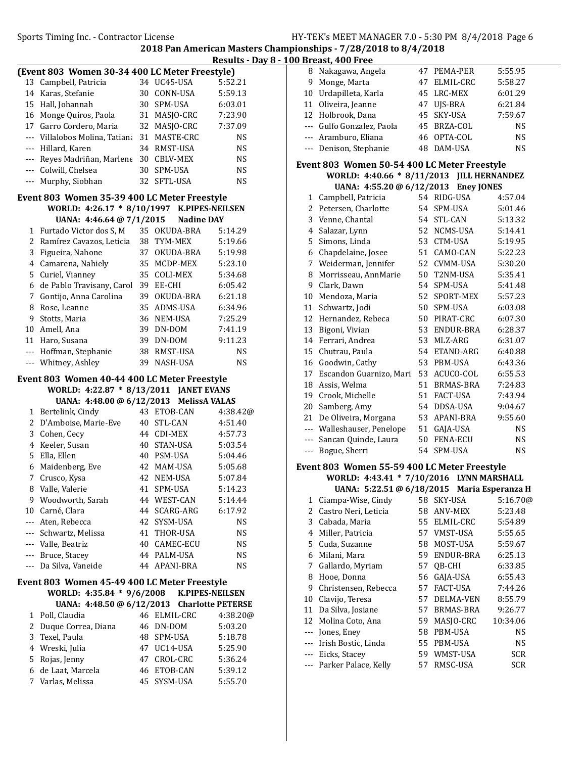## 2018 Pan American Masters Championships - 7/28/2018 to 8/4/2018

### Results - Day 8 - 100 Breast, 400 Free

**(Event 803 Women 30-34 400 LC Meter Freestyle)**

| Place | Name | Age | Team | Time |
|---|---|---|---|---|
| 13 | Campbell, Patricia | 34 | UC45-USA | 5:52.21 |
| 14 | Karas, Stefanie | 30 | CONN-USA | 5:59.13 |
| 15 | Hall, Johannah | 30 | SPM-USA | 6:03.01 |
| 16 | Monge Quiros, Paola | 31 | MASJO-CRC | 7:23.90 |
| 17 | Garro Cordero, Maria | 32 | MASJO-CRC | 7:37.09 |
| --- | Villalobos Molina, Tatiana | 31 | MASTE-CRC | NS |
| --- | Hillard, Karen | 34 | RMST-USA | NS |
| --- | Reyes Madriñan, Marlene | 30 | CBLV-MEX | NS |
| --- | Colwill, Chelsea | 30 | SPM-USA | NS |
| --- | Murphy, Siobhan | 32 | SFTL-USA | NS |

### Event 803 Women 35-39 400 LC Meter Freestyle

**WORLD: 4:26.17 * 8/10/1997 K.PIPES-NEILSEN**
**UANA: 4:46.64 @ 7/1/2015 Nadine DAY**

| Place | Name | Age | Team | Time |
|---|---|---|---|---|
| 1 | Furtado Victor dos S, M | 35 | OKUDA-BRA | 5:14.29 |
| 2 | Ramírez Cavazos, Leticia | 38 | TYM-MEX | 5:19.66 |
| 3 | Figueira, Nahone | 37 | OKUDA-BRA | 5:19.98 |
| 4 | Camarena, Nahiely | 35 | MCDP-MEX | 5:23.10 |
| 5 | Curiel, Vianney | 35 | COLI-MEX | 5:34.68 |
| 6 | de Pablo Travisany, Carol | 39 | EE-CHI | 6:05.42 |
| 7 | Gontijo, Anna Carolina | 39 | OKUDA-BRA | 6:21.18 |
| 8 | Rose, Leanne | 35 | ADMS-USA | 6:34.96 |
| 9 | Stotts, Maria | 36 | NEM-USA | 7:25.29 |
| 10 | Amell, Ana | 39 | DN-DOM | 7:41.19 |
| 11 | Haro, Susana | 39 | DN-DOM | 9:11.23 |
| --- | Hoffman, Stephanie | 38 | RMST-USA | NS |
| --- | Whitney, Ashley | 39 | NASH-USA | NS |

### Event 803 Women 40-44 400 LC Meter Freestyle

**WORLD: 4:22.87 * 8/13/2011 JANET EVANS**
**UANA: 4:48.00 @ 6/12/2013 MelissA VALAS**

| Place | Name | Age | Team | Time |
|---|---|---|---|---|
| 1 | Bertelink, Cindy | 43 | ETOB-CAN | 4:38.42@ |
| 2 | D'Amboise, Marie-Eve | 40 | STL-CAN | 4:51.40 |
| 3 | Cohen, Cecy | 44 | CDI-MEX | 4:57.73 |
| 4 | Keeler, Susan | 40 | STAN-USA | 5:03.54 |
| 5 | Ella, Ellen | 40 | PSM-USA | 5:04.46 |
| 6 | Maidenberg, Eve | 42 | MAM-USA | 5:05.68 |
| 7 | Crusco, Kysa | 42 | NEM-USA | 5:07.84 |
| 8 | Valle, Valerie | 41 | SPM-USA | 5:14.23 |
| 9 | Woodworth, Sarah | 44 | WEST-CAN | 5:14.44 |
| 10 | Carné, Clara | 44 | SCARG-ARG | 6:17.92 |
| --- | Aten, Rebecca | 42 | SYSM-USA | NS |
| --- | Schwartz, Melissa | 41 | THOR-USA | NS |
| --- | Valle, Beatriz | 40 | CAMEC-ECU | NS |
| --- | Bruce, Stacey | 44 | PALM-USA | NS |
| --- | Da Silva, Vaneide | 44 | APANI-BRA | NS |

### Event 803 Women 45-49 400 LC Meter Freestyle

**WORLD: 4:35.84 * 9/6/2008 K.PIPES-NEILSEN**
**UANA: 4:48.50 @ 6/12/2013 Charlotte PETERSE**

| Place | Name | Age | Team | Time |
|---|---|---|---|---|
| 1 | Poll, Claudia | 46 | ELMIL-CRC | 4:38.20@ |
| 2 | Duque Correa, Diana | 46 | DN-DOM | 5:03.20 |
| 3 | Texel, Paula | 48 | SPM-USA | 5:18.78 |
| 4 | Wreski, Julia | 47 | UC14-USA | 5:25.90 |
| 5 | Rojas, Jenny | 47 | CROL-CRC | 5:36.24 |
| 6 | de Laat, Marcela | 46 | ETOB-CAN | 5:39.12 |
| 7 | Varlas, Melissa | 45 | SYSM-USA | 5:55.70 |
| 8 | Nakagawa, Angela | 47 | PEMA-PER | 5:55.95 |
| 9 | Monge, Marta | 47 | ELMIL-CRC | 5:58.27 |
| 10 | Urdapilleta, Karla | 45 | LRC-MEX | 6:01.29 |
| 11 | Oliveira, Jeanne | 47 | UJS-BRA | 6:21.84 |
| 12 | Holbrook, Dana | 45 | SKY-USA | 7:59.67 |
| --- | Gulfo Gonzalez, Paola | 45 | BRZA-COL | NS |
| --- | Aramburo, Eliana | 46 | OPTA-COL | NS |
| --- | Denison, Stephanie | 48 | DAM-USA | NS |

### Event 803 Women 50-54 400 LC Meter Freestyle

**WORLD: 4:40.66 * 8/11/2013 JILL HERNANDEZ**
**UANA: 4:55.20 @ 6/12/2013 Eney JONES**

| Place | Name | Age | Team | Time |
|---|---|---|---|---|
| 1 | Campbell, Patricia | 54 | RIDG-USA | 4:57.04 |
| 2 | Petersen, Charlotte | 54 | SPM-USA | 5:01.46 |
| 3 | Venne, Chantal | 54 | STL-CAN | 5:13.32 |
| 4 | Salazar, Lynn | 52 | NCMS-USA | 5:14.41 |
| 5 | Simons, Linda | 53 | CTM-USA | 5:19.95 |
| 6 | Chapdelaine, Josee | 51 | CAMO-CAN | 5:22.23 |
| 7 | Weiderman, Jennifer | 52 | CVMM-USA | 5:30.20 |
| 8 | Morrisseau, AnnMarie | 50 | T2NM-USA | 5:35.41 |
| 9 | Clark, Dawn | 54 | SPM-USA | 5:41.48 |
| 10 | Mendoza, Maria | 52 | SPORT-MEX | 5:57.23 |
| 11 | Schwartz, Jodi | 50 | SPM-USA | 6:03.08 |
| 12 | Hernandez, Rebeca | 50 | PIRAT-CRC | 6:07.30 |
| 13 | Bigoni, Vivian | 53 | ENDUR-BRA | 6:28.37 |
| 14 | Ferrari, Andrea | 53 | MLZ-ARG | 6:31.07 |
| 15 | Chutrau, Paula | 54 | ETAND-ARG | 6:40.88 |
| 16 | Goodwin, Cathy | 53 | PBM-USA | 6:43.36 |
| 17 | Escandon Guarnizo, Mari | 53 | ACUCO-COL | 6:55.53 |
| 18 | Assis, Welma | 51 | BRMAS-BRA | 7:24.83 |
| 19 | Crook, Michelle | 51 | FACT-USA | 7:43.94 |
| 20 | Samberg, Amy | 54 | DDSA-USA | 9:04.67 |
| 21 | De Oliveira, Morgana | 53 | APANI-BRA | 9:55.60 |
| --- | Walleshauser, Penelope | 51 | GAJA-USA | NS |
| --- | Sancan Quinde, Laura | 50 | FENA-ECU | NS |
| --- | Bogue, Sherri | 54 | SPM-USA | NS |

### Event 803 Women 55-59 400 LC Meter Freestyle

**WORLD: 4:43.41 * 7/10/2016 LYNN MARSHALL**
**UANA: 5:22.51 @ 6/18/2015 Maria Esperanza H**

| Place | Name | Age | Team | Time |
|---|---|---|---|---|
| 1 | Ciampa-Wise, Cindy | 58 | SKY-USA | 5:16.70@ |
| 2 | Castro Neri, Leticia | 58 | ANV-MEX | 5:23.48 |
| 3 | Cabada, Maria | 55 | ELMIL-CRC | 5:54.89 |
| 4 | Miller, Patricia | 57 | VMST-USA | 5:55.65 |
| 5 | Cuda, Suzanne | 58 | MOST-USA | 5:59.67 |
| 6 | Milani, Mara | 59 | ENDUR-BRA | 6:25.13 |
| 7 | Gallardo, Myriam | 57 | QB-CHI | 6:33.85 |
| 8 | Hooe, Donna | 56 | GAJA-USA | 6:55.43 |
| 9 | Christensen, Rebecca | 57 | FACT-USA | 7:44.26 |
| 10 | Clavijo, Teresa | 57 | DELMA-VEN | 8:55.79 |
| 11 | Da Silva, Josiane | 57 | BRMAS-BRA | 9:26.77 |
| 12 | Molina Coto, Ana | 59 | MASJO-CRC | 10:34.06 |
| --- | Jones, Eney | 58 | PBM-USA | NS |
| --- | Irish Bostic, Linda | 55 | PBM-USA | NS |
| --- | Eicks, Stacey | 59 | WMST-USA | SCR |
| --- | Parker Palace, Kelly | 57 | RMSC-USA | SCR |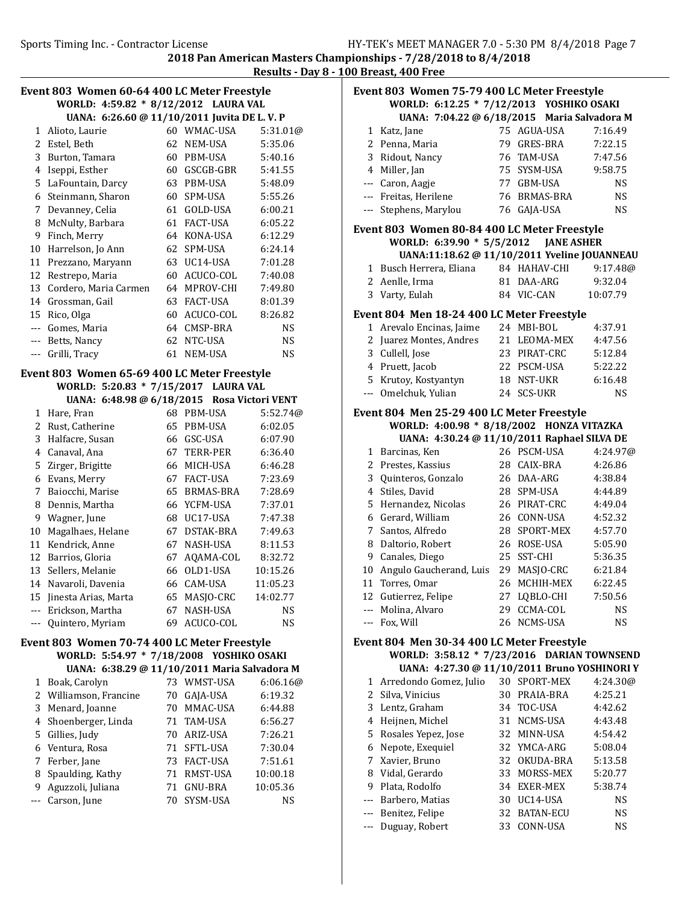2018 Pan American Masters Championships - 7/28/2018 to 8/4/2018

Results - Day 8 - 100 Breast, 400 Free

### Event 803 Women 60-64 400 LC Meter Freestyle

WORLD: 4:59.82 * 8/12/2012 LAURA VAL

UANA: 6:26.60 @ 11/10/2011 Juvita DE L. V. P

| | Name | Age | Team | Time |
|---|---|---|---|---|
| 1 | Alioto, Laurie | 60 | WMAC-USA | 5:31.01@ |
| 2 | Estel, Beth | 62 | NEM-USA | 5:35.06 |
| 3 | Burton, Tamara | 60 | PBM-USA | 5:40.16 |
| 4 | Iseppi, Esther | 60 | GSCGB-GBR | 5:41.55 |
| 5 | LaFountain, Darcy | 63 | PBM-USA | 5:48.09 |
| 6 | Steinmann, Sharon | 60 | SPM-USA | 5:55.26 |
| 7 | Devanney, Celia | 61 | GOLD-USA | 6:00.21 |
| 8 | McNulty, Barbara | 61 | FACT-USA | 6:05.22 |
| 9 | Finch, Merry | 64 | KONA-USA | 6:12.29 |
| 10 | Harrelson, Jo Ann | 62 | SPM-USA | 6:24.14 |
| 11 | Prezzano, Maryann | 63 | UC14-USA | 7:01.28 |
| 12 | Restrepo, Maria | 60 | ACUCO-COL | 7:40.08 |
| 13 | Cordero, Maria Carmen | 64 | MPROV-CHI | 7:49.80 |
| 14 | Grossman, Gail | 63 | FACT-USA | 8:01.39 |
| 15 | Rico, Olga | 60 | ACUCO-COL | 8:26.82 |
| --- | Gomes, Maria | 64 | CMSP-BRA | NS |
| --- | Betts, Nancy | 62 | NTC-USA | NS |
| --- | Grilli, Tracy | 61 | NEM-USA | NS |

### Event 803 Women 65-69 400 LC Meter Freestyle

WORLD: 5:20.83 * 7/15/2017 LAURA VAL

UANA: 6:48.98 @ 6/18/2015 Rosa Victori VENT

| | Name | Age | Team | Time |
|---|---|---|---|---|
| 1 | Hare, Fran | 68 | PBM-USA | 5:52.74@ |
| 2 | Rust, Catherine | 65 | PBM-USA | 6:02.05 |
| 3 | Halfacre, Susan | 66 | GSC-USA | 6:07.90 |
| 4 | Canaval, Ana | 67 | TERR-PER | 6:36.40 |
| 5 | Zirger, Brigitte | 66 | MICH-USA | 6:46.28 |
| 6 | Evans, Merry | 67 | FACT-USA | 7:23.69 |
| 7 | Baiocchi, Marise | 65 | BRMAS-BRA | 7:28.69 |
| 8 | Dennis, Martha | 66 | YCFM-USA | 7:37.01 |
| 9 | Wagner, June | 68 | UC17-USA | 7:47.38 |
| 10 | Magalhaes, Helane | 67 | DSTAK-BRA | 7:49.63 |
| 11 | Kendrick, Anne | 67 | NASH-USA | 8:11.53 |
| 12 | Barrios, Gloria | 67 | AQAMA-COL | 8:32.72 |
| 13 | Sellers, Melanie | 66 | OLD1-USA | 10:15.26 |
| 14 | Navaroli, Davenia | 66 | CAM-USA | 11:05.23 |
| 15 | Jinesta Arias, Marta | 65 | MASJO-CRC | 14:02.77 |
| --- | Erickson, Martha | 67 | NASH-USA | NS |
| --- | Quintero, Myriam | 69 | ACUCO-COL | NS |

### Event 803 Women 70-74 400 LC Meter Freestyle

WORLD: 5:54.97 * 7/18/2008 YOSHIKO OSAKI

UANA: 6:38.29 @ 11/10/2011 Maria Salvadora M

| | Name | Age | Team | Time |
|---|---|---|---|---|
| 1 | Boak, Carolyn | 73 | WMST-USA | 6:06.16@ |
| 2 | Williamson, Francine | 70 | GAJA-USA | 6:19.32 |
| 3 | Menard, Joanne | 70 | MMAC-USA | 6:44.88 |
| 4 | Shoenberger, Linda | 71 | TAM-USA | 6:56.27 |
| 5 | Gillies, Judy | 70 | ARIZ-USA | 7:26.21 |
| 6 | Ventura, Rosa | 71 | SFTL-USA | 7:30.04 |
| 7 | Ferber, Jane | 73 | FACT-USA | 7:51.61 |
| 8 | Spaulding, Kathy | 71 | RMST-USA | 10:00.18 |
| 9 | Aguzzoli, Juliana | 71 | GNU-BRA | 10:05.36 |
| --- | Carson, June | 70 | SYSM-USA | NS |

### Event 803 Women 75-79 400 LC Meter Freestyle

WORLD: 6:12.25 * 7/12/2013 YOSHIKO OSAKI

UANA: 7:04.22 @ 6/18/2015 Maria Salvadora M

| | Name | Age | Team | Time |
|---|---|---|---|---|
| 1 | Katz, Jane | 75 | AGUA-USA | 7:16.49 |
| 2 | Penna, Maria | 79 | GRES-BRA | 7:22.15 |
| 3 | Ridout, Nancy | 76 | TAM-USA | 7:47.56 |
| 4 | Miller, Jan | 75 | SYSM-USA | 9:58.75 |
| --- | Caron, Aagje | 77 | GBM-USA | NS |
| --- | Freitas, Herilene | 76 | BRMAS-BRA | NS |
| --- | Stephens, Marylou | 76 | GAJA-USA | NS |

### Event 803 Women 80-84 400 LC Meter Freestyle

WORLD: 6:39.90 * 5/5/2012 JANE ASHER

UANA:11:18.62 @ 11/10/2011 Yveline JOUANNEAU

| | Name | Age | Team | Time |
|---|---|---|---|---|
| 1 | Busch Herrera, Eliana | 84 | HAHAV-CHI | 9:17.48@ |
| 2 | Aenlle, Irma | 81 | DAA-ARG | 9:32.04 |
| 3 | Varty, Eulah | 84 | VIC-CAN | 10:07.79 |

### Event 804 Men 18-24 400 LC Meter Freestyle

| | Name | Age | Team | Time |
|---|---|---|---|---|
| 1 | Arevalo Encinas, Jaime | 24 | MBI-BOL | 4:37.91 |
| 2 | Juarez Montes, Andres | 21 | LEOMA-MEX | 4:47.56 |
| 3 | Cullell, Jose | 23 | PIRAT-CRC | 5:12.84 |
| 4 | Pruett, Jacob | 22 | PSCM-USA | 5:22.22 |
| 5 | Krutoy, Kostyantyn | 18 | NST-UKR | 6:16.48 |
| --- | Omelchuk, Yulian | 24 | SCS-UKR | NS |

### Event 804 Men 25-29 400 LC Meter Freestyle

WORLD: 4:00.98 * 8/18/2002 HONZA VITAZKA

UANA: 4:30.24 @ 11/10/2011 Raphael SILVA DE

| | Name | Age | Team | Time |
|---|---|---|---|---|
| 1 | Barcinas, Ken | 26 | PSCM-USA | 4:24.97@ |
| 2 | Prestes, Kassius | 28 | CAIX-BRA | 4:26.86 |
| 3 | Quinteros, Gonzalo | 26 | DAA-ARG | 4:38.84 |
| 4 | Stiles, David | 28 | SPM-USA | 4:44.89 |
| 5 | Hernandez, Nicolas | 26 | PIRAT-CRC | 4:49.04 |
| 6 | Gerard, William | 26 | CONN-USA | 4:52.32 |
| 7 | Santos, Alfredo | 28 | SPORT-MEX | 4:57.70 |
| 8 | Daltorio, Robert | 26 | ROSE-USA | 5:05.90 |
| 9 | Canales, Diego | 25 | SST-CHI | 5:36.35 |
| 10 | Angulo Gaucherand, Luis | 29 | MASJO-CRC | 6:21.84 |
| 11 | Torres, Omar | 26 | MCHIH-MEX | 6:22.45 |
| 12 | Gutierrez, Felipe | 27 | LQBLO-CHI | 7:50.56 |
| --- | Molina, Alvaro | 29 | CCMA-COL | NS |
| --- | Fox, Will | 26 | NCMS-USA | NS |

### Event 804 Men 30-34 400 LC Meter Freestyle

WORLD: 3:58.12 * 7/23/2016 DARIAN TOWNSEND

UANA: 4:27.30 @ 11/10/2011 Bruno YOSHINORI Y

| | Name | Age | Team | Time |
|---|---|---|---|---|
| 1 | Arredondo Gomez, Julio | 30 | SPORT-MEX | 4:24.30@ |
| 2 | Silva, Vinicius | 30 | PRAIA-BRA | 4:25.21 |
| 3 | Lentz, Graham | 34 | TOC-USA | 4:42.62 |
| 4 | Heijnen, Michel | 31 | NCMS-USA | 4:43.48 |
| 5 | Rosales Yepez, Jose | 32 | MINN-USA | 4:54.42 |
| 6 | Nepote, Exequiel | 32 | YMCA-ARG | 5:08.04 |
| 7 | Xavier, Bruno | 32 | OKUDA-BRA | 5:13.58 |
| 8 | Vidal, Gerardo | 33 | MORSS-MEX | 5:20.77 |
| 9 | Plata, Rodolfo | 34 | EXER-MEX | 5:38.74 |
| --- | Barbero, Matias | 30 | UC14-USA | NS |
| --- | Benitez, Felipe | 32 | BATAN-ECU | NS |
| --- | Duguay, Robert | 33 | CONN-USA | NS |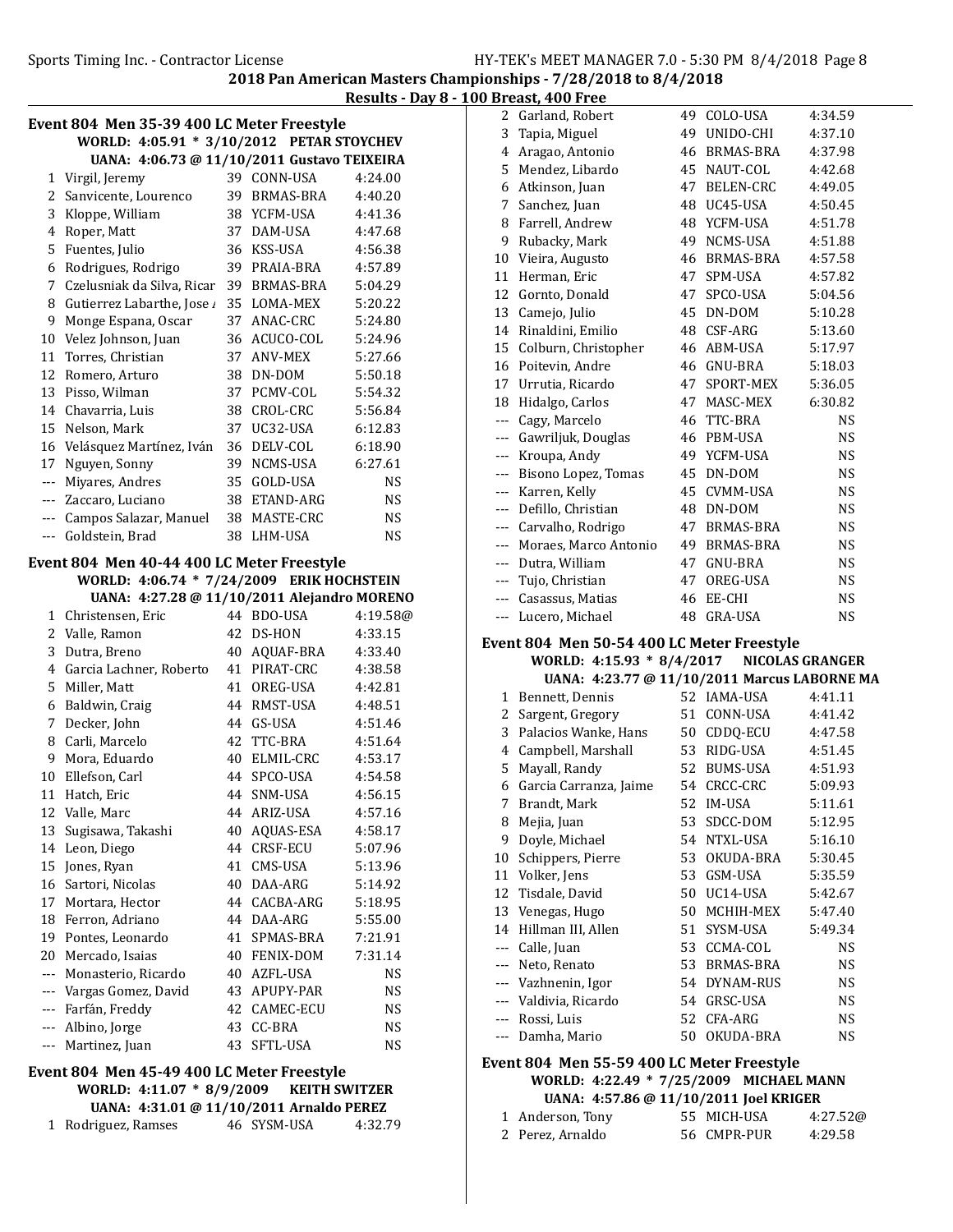2018 Pan American Masters Championships - 7/28/2018 to 8/4/2018

Results - Day 8 - 100 Breast, 400 Free

## Event 804 Men 35-39 400 LC Meter Freestyle

**WORLD: 4:05.91 * 3/10/2012 PETAR STOYCHEV**
**UANA: 4:06.73 @ 11/10/2011 Gustavo TEIXEIRA**

| Place | Name | Age | Team | Time |
|---|---|---|---|---|
| 1 | Virgil, Jeremy | 39 | CONN-USA | 4:24.00 |
| 2 | Sanvicente, Lourenco | 39 | BRMAS-BRA | 4:40.20 |
| 3 | Kloppe, William | 38 | YCFM-USA | 4:41.36 |
| 4 | Roper, Matt | 37 | DAM-USA | 4:47.68 |
| 5 | Fuentes, Julio | 36 | KSS-USA | 4:56.38 |
| 6 | Rodrigues, Rodrigo | 39 | PRAIA-BRA | 4:57.89 |
| 7 | Czelusniak da Silva, Ricar | 39 | BRMAS-BRA | 5:04.29 |
| 8 | Gutierrez Labarthe, Jose / | 35 | LOMA-MEX | 5:20.22 |
| 9 | Monge Espana, Oscar | 37 | ANAC-CRC | 5:24.80 |
| 10 | Velez Johnson, Juan | 36 | ACUCO-COL | 5:24.96 |
| 11 | Torres, Christian | 37 | ANV-MEX | 5:27.66 |
| 12 | Romero, Arturo | 38 | DN-DOM | 5:50.18 |
| 13 | Pisso, Wilman | 37 | PCMV-COL | 5:54.32 |
| 14 | Chavarria, Luis | 38 | CROL-CRC | 5:56.84 |
| 15 | Nelson, Mark | 37 | UC32-USA | 6:12.83 |
| 16 | Velásquez Martínez, Iván | 36 | DELV-COL | 6:18.90 |
| 17 | Nguyen, Sonny | 39 | NCMS-USA | 6:27.61 |
| --- | Miyares, Andres | 35 | GOLD-USA | NS |
| --- | Zaccaro, Luciano | 38 | ETAND-ARG | NS |
| --- | Campos Salazar, Manuel | 38 | MASTE-CRC | NS |
| --- | Goldstein, Brad | 38 | LHM-USA | NS |

## Event 804 Men 40-44 400 LC Meter Freestyle

**WORLD: 4:06.74 * 7/24/2009 ERIK HOCHSTEIN**
**UANA: 4:27.28 @ 11/10/2011 Alejandro MORENO**

| Place | Name | Age | Team | Time |
|---|---|---|---|---|
| 1 | Christensen, Eric | 44 | BDO-USA | 4:19.58@ |
| 2 | Valle, Ramon | 42 | DS-HON | 4:33.15 |
| 3 | Dutra, Breno | 40 | AQUAF-BRA | 4:33.40 |
| 4 | Garcia Lachner, Roberto | 41 | PIRAT-CRC | 4:38.58 |
| 5 | Miller, Matt | 41 | OREG-USA | 4:42.81 |
| 6 | Baldwin, Craig | 44 | RMST-USA | 4:48.51 |
| 7 | Decker, John | 44 | GS-USA | 4:51.46 |
| 8 | Carli, Marcelo | 42 | TTC-BRA | 4:51.64 |
| 9 | Mora, Eduardo | 40 | ELMIL-CRC | 4:53.17 |
| 10 | Ellefson, Carl | 44 | SPCO-USA | 4:54.58 |
| 11 | Hatch, Eric | 44 | SNM-USA | 4:56.15 |
| 12 | Valle, Marc | 44 | ARIZ-USA | 4:57.16 |
| 13 | Sugisawa, Takashi | 40 | AQUAS-ESA | 4:58.17 |
| 14 | Leon, Diego | 44 | CRSF-ECU | 5:07.96 |
| 15 | Jones, Ryan | 41 | CMS-USA | 5:13.96 |
| 16 | Sartori, Nicolas | 40 | DAA-ARG | 5:14.92 |
| 17 | Mortara, Hector | 44 | CACBA-ARG | 5:18.95 |
| 18 | Ferron, Adriano | 44 | DAA-ARG | 5:55.00 |
| 19 | Pontes, Leonardo | 41 | SPMAS-BRA | 7:21.91 |
| 20 | Mercado, Isaias | 40 | FENIX-DOM | 7:31.14 |
| --- | Monasterio, Ricardo | 40 | AZFL-USA | NS |
| --- | Vargas Gomez, David | 43 | APUPY-PAR | NS |
| --- | Farfán, Freddy | 42 | CAMEC-ECU | NS |
| --- | Albino, Jorge | 43 | CC-BRA | NS |
| --- | Martinez, Juan | 43 | SFTL-USA | NS |

## Event 804 Men 45-49 400 LC Meter Freestyle

**WORLD: 4:11.07 * 8/9/2009 KEITH SWITZER**
**UANA: 4:31.01 @ 11/10/2011 Arnaldo PEREZ**

| Place | Name | Age | Team | Time |
|---|---|---|---|---|
| 1 | Rodriguez, Ramses | 46 | SYSM-USA | 4:32.79 |
| 2 | Garland, Robert | 49 | COLO-USA | 4:34.59 |
| 3 | Tapia, Miguel | 49 | UNIDO-CHI | 4:37.10 |
| 4 | Aragao, Antonio | 46 | BRMAS-BRA | 4:37.98 |
| 5 | Mendez, Libardo | 45 | NAUT-COL | 4:42.68 |
| 6 | Atkinson, Juan | 47 | BELEN-CRC | 4:49.05 |
| 7 | Sanchez, Juan | 48 | UC45-USA | 4:50.45 |
| 8 | Farrell, Andrew | 48 | YCFM-USA | 4:51.78 |
| 9 | Rubacky, Mark | 49 | NCMS-USA | 4:51.88 |
| 10 | Vieira, Augusto | 46 | BRMAS-BRA | 4:57.58 |
| 11 | Herman, Eric | 47 | SPM-USA | 4:57.82 |
| 12 | Gornto, Donald | 47 | SPCO-USA | 5:04.56 |
| 13 | Camejo, Julio | 45 | DN-DOM | 5:10.28 |
| 14 | Rinaldini, Emilio | 48 | CSF-ARG | 5:13.60 |
| 15 | Colburn, Christopher | 46 | ABM-USA | 5:17.97 |
| 16 | Poitevin, Andre | 46 | GNU-BRA | 5:18.03 |
| 17 | Urrutia, Ricardo | 47 | SPORT-MEX | 5:36.05 |
| 18 | Hidalgo, Carlos | 47 | MASC-MEX | 6:30.82 |
| --- | Cagy, Marcelo | 46 | TTC-BRA | NS |
| --- | Gawriljuk, Douglas | 46 | PBM-USA | NS |
| --- | Kroupa, Andy | 49 | YCFM-USA | NS |
| --- | Bisono Lopez, Tomas | 45 | DN-DOM | NS |
| --- | Karren, Kelly | 45 | CVMM-USA | NS |
| --- | Defillo, Christian | 48 | DN-DOM | NS |
| --- | Carvalho, Rodrigo | 47 | BRMAS-BRA | NS |
| --- | Moraes, Marco Antonio | 49 | BRMAS-BRA | NS |
| --- | Dutra, William | 47 | GNU-BRA | NS |
| --- | Tujo, Christian | 47 | OREG-USA | NS |
| --- | Casassus, Matias | 46 | EE-CHI | NS |
| --- | Lucero, Michael | 48 | GRA-USA | NS |

## Event 804 Men 50-54 400 LC Meter Freestyle

**WORLD: 4:15.93 * 8/4/2017 NICOLAS GRANGER**
**UANA: 4:23.77 @ 11/10/2011 Marcus LABORNE MA**

| Place | Name | Age | Team | Time |
|---|---|---|---|---|
| 1 | Bennett, Dennis | 52 | IAMA-USA | 4:41.11 |
| 2 | Sargent, Gregory | 51 | CONN-USA | 4:41.42 |
| 3 | Palacios Wanke, Hans | 50 | CDDQ-ECU | 4:47.58 |
| 4 | Campbell, Marshall | 53 | RIDG-USA | 4:51.45 |
| 5 | Mayall, Randy | 52 | BUMS-USA | 4:51.93 |
| 6 | Garcia Carranza, Jaime | 54 | CRCC-CRC | 5:09.93 |
| 7 | Brandt, Mark | 52 | IM-USA | 5:11.61 |
| 8 | Mejia, Juan | 53 | SDCC-DOM | 5:12.95 |
| 9 | Doyle, Michael | 54 | NTXL-USA | 5:16.10 |
| 10 | Schippers, Pierre | 53 | OKUDA-BRA | 5:30.45 |
| 11 | Volker, Jens | 53 | GSM-USA | 5:35.59 |
| 12 | Tisdale, David | 50 | UC14-USA | 5:42.67 |
| 13 | Venegas, Hugo | 50 | MCHIH-MEX | 5:47.40 |
| 14 | Hillman III, Allen | 51 | SYSM-USA | 5:49.34 |
| --- | Calle, Juan | 53 | CCMA-COL | NS |
| --- | Neto, Renato | 53 | BRMAS-BRA | NS |
| --- | Vazhnenin, Igor | 54 | DYNAM-RUS | NS |
| --- | Valdivia, Ricardo | 54 | GRSC-USA | NS |
| --- | Rossi, Luis | 52 | CFA-ARG | NS |
| --- | Damha, Mario | 50 | OKUDA-BRA | NS |

## Event 804 Men 55-59 400 LC Meter Freestyle

**WORLD: 4:22.49 * 7/25/2009 MICHAEL MANN**
**UANA: 4:57.86 @ 11/10/2011 Joel KRIGER**

| Place | Name | Age | Team | Time |
|---|---|---|---|---|
| 1 | Anderson, Tony | 55 | MICH-USA | 4:27.52@ |
| 2 | Perez, Arnaldo | 56 | CMPR-PUR | 4:29.58 |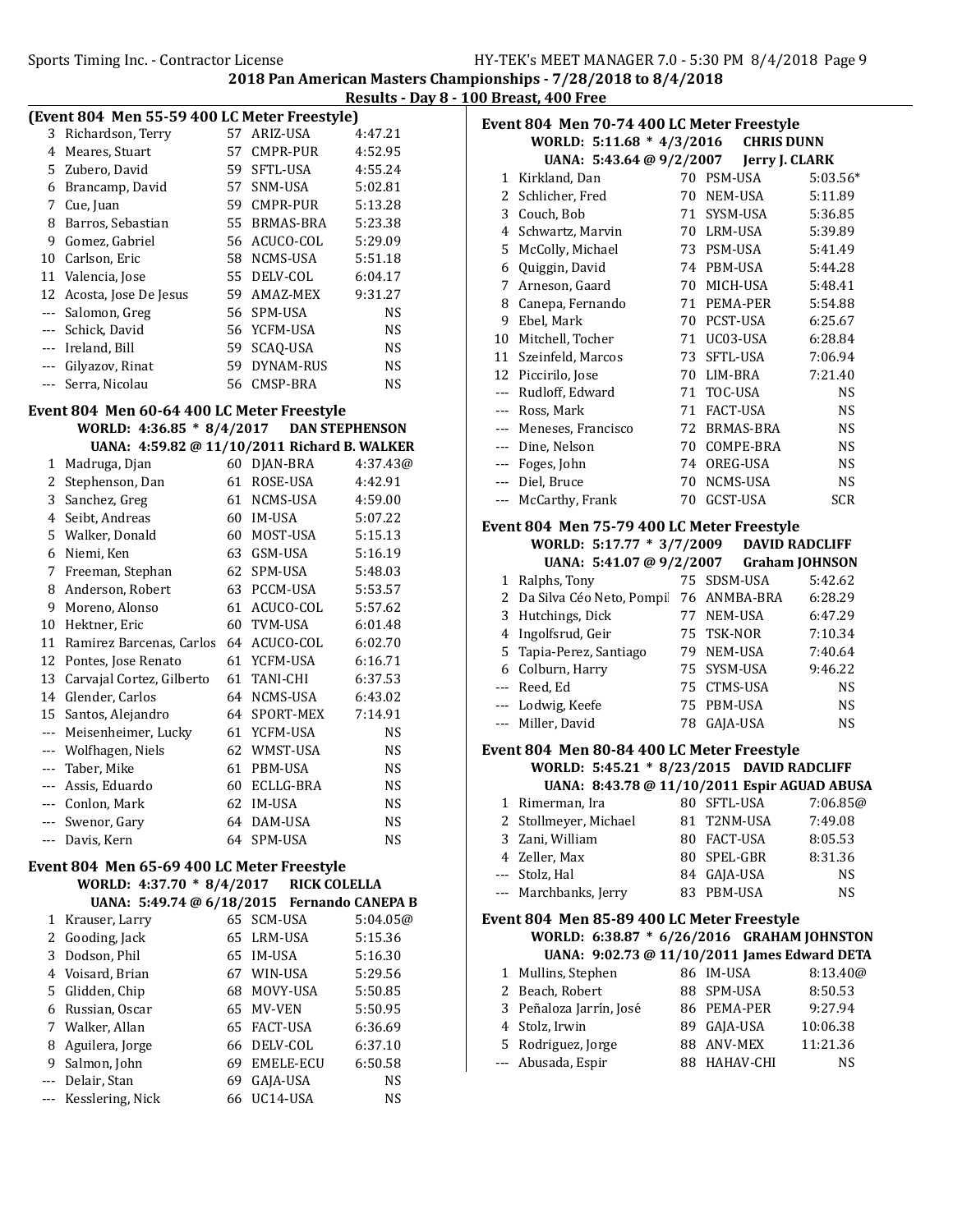## 2018 Pan American Masters Championships - 7/28/2018 to 8/4/2018

### Results - Day 8 - 100 Breast, 400 Free

**(Event 804 Men 55-59 400 LC Meter Freestyle)**

| | | | | |
|---|---|---|---|---|
| 3 | Richardson, Terry | 57 | ARIZ-USA | 4:47.21 |
| 4 | Meares, Stuart | 57 | CMPR-PUR | 4:52.95 |
| 5 | Zubero, David | 59 | SFTL-USA | 4:55.24 |
| 6 | Brancamp, David | 57 | SNM-USA | 5:02.81 |
| 7 | Cue, Juan | 59 | CMPR-PUR | 5:13.28 |
| 8 | Barros, Sebastian | 55 | BRMAS-BRA | 5:23.38 |
| 9 | Gomez, Gabriel | 56 | ACUCO-COL | 5:29.09 |
| 10 | Carlson, Eric | 58 | NCMS-USA | 5:51.18 |
| 11 | Valencia, Jose | 55 | DELV-COL | 6:04.17 |
| 12 | Acosta, Jose De Jesus | 59 | AMAZ-MEX | 9:31.27 |
| --- | Salomon, Greg | 56 | SPM-USA | NS |
| --- | Schick, David | 56 | YCFM-USA | NS |
| --- | Ireland, Bill | 59 | SCAQ-USA | NS |
| --- | Gilyazov, Rinat | 59 | DYNAM-RUS | NS |
| --- | Serra, Nicolau | 56 | CMSP-BRA | NS |

**Event 804 Men 60-64 400 LC Meter Freestyle**

WORLD: 4:36.85 * 8/4/2017 DAN STEPHENSON

UANA: 4:59.82 @ 11/10/2011 Richard B. WALKER

| | | | | |
|---|---|---|---|---|
| 1 | Madruga, Djan | 60 | DJAN-BRA | 4:37.43@ |
| 2 | Stephenson, Dan | 61 | ROSE-USA | 4:42.91 |
| 3 | Sanchez, Greg | 61 | NCMS-USA | 4:59.00 |
| 4 | Seibt, Andreas | 60 | IM-USA | 5:07.22 |
| 5 | Walker, Donald | 60 | MOST-USA | 5:15.13 |
| 6 | Niemi, Ken | 63 | GSM-USA | 5:16.19 |
| 7 | Freeman, Stephan | 62 | SPM-USA | 5:48.03 |
| 8 | Anderson, Robert | 63 | PCCM-USA | 5:53.57 |
| 9 | Moreno, Alonso | 61 | ACUCO-COL | 5:57.62 |
| 10 | Hektner, Eric | 60 | TVM-USA | 6:01.48 |
| 11 | Ramirez Barcenas, Carlos | 64 | ACUCO-COL | 6:02.70 |
| 12 | Pontes, Jose Renato | 61 | YCFM-USA | 6:16.71 |
| 13 | Carvajal Cortez, Gilberto | 61 | TANI-CHI | 6:37.53 |
| 14 | Glender, Carlos | 64 | NCMS-USA | 6:43.02 |
| 15 | Santos, Alejandro | 64 | SPORT-MEX | 7:14.91 |
| --- | Meisenheimer, Lucky | 61 | YCFM-USA | NS |
| --- | Wolfhagen, Niels | 62 | WMST-USA | NS |
| --- | Taber, Mike | 61 | PBM-USA | NS |
| --- | Assis, Eduardo | 60 | ECLLG-BRA | NS |
| --- | Conlon, Mark | 62 | IM-USA | NS |
| --- | Swenor, Gary | 64 | DAM-USA | NS |
| --- | Davis, Kern | 64 | SPM-USA | NS |

**Event 804 Men 65-69 400 LC Meter Freestyle**

WORLD: 4:37.70 * 8/4/2017 RICK COLELLA

UANA: 5:49.74 @ 6/18/2015 Fernando CANEPA B

| | | | | |
|---|---|---|---|---|
| 1 | Krauser, Larry | 65 | SCM-USA | 5:04.05@ |
| 2 | Gooding, Jack | 65 | LRM-USA | 5:15.36 |
| 3 | Dodson, Phil | 65 | IM-USA | 5:16.30 |
| 4 | Voisard, Brian | 67 | WIN-USA | 5:29.56 |
| 5 | Glidden, Chip | 68 | MOVY-USA | 5:50.85 |
| 6 | Russian, Oscar | 65 | MV-VEN | 5:50.95 |
| 7 | Walker, Allan | 65 | FACT-USA | 6:36.69 |
| 8 | Aguilera, Jorge | 66 | DELV-COL | 6:37.10 |
| 9 | Salmon, John | 69 | EMELE-ECU | 6:50.58 |
| --- | Delair, Stan | 69 | GAJA-USA | NS |
| --- | Kesslering, Nick | 66 | UC14-USA | NS |

**Event 804 Men 70-74 400 LC Meter Freestyle**

WORLD: 5:11.68 * 4/3/2016 CHRIS DUNN

UANA: 5:43.64 @ 9/2/2007 Jerry J. CLARK

| | | | | |
|---|---|---|---|---|
| 1 | Kirkland, Dan | 70 | PSM-USA | 5:03.56* |
| 2 | Schlicher, Fred | 70 | NEM-USA | 5:11.89 |
| 3 | Couch, Bob | 71 | SYSM-USA | 5:36.85 |
| 4 | Schwartz, Marvin | 70 | LRM-USA | 5:39.89 |
| 5 | McColly, Michael | 73 | PSM-USA | 5:41.49 |
| 6 | Quiggin, David | 74 | PBM-USA | 5:44.28 |
| 7 | Arneson, Gaard | 70 | MICH-USA | 5:48.41 |
| 8 | Canepa, Fernando | 71 | PEMA-PER | 5:54.88 |
| 9 | Ebel, Mark | 70 | PCST-USA | 6:25.67 |
| 10 | Mitchell, Tocher | 71 | UC03-USA | 6:28.84 |
| 11 | Szeinfeld, Marcos | 73 | SFTL-USA | 7:06.94 |
| 12 | Piccirilo, Jose | 70 | LIM-BRA | 7:21.40 |
| --- | Rudloff, Edward | 71 | TOC-USA | NS |
| --- | Ross, Mark | 71 | FACT-USA | NS |
| --- | Meneses, Francisco | 72 | BRMAS-BRA | NS |
| --- | Dine, Nelson | 70 | COMPE-BRA | NS |
| --- | Foges, John | 74 | OREG-USA | NS |
| --- | Diel, Bruce | 70 | NCMS-USA | NS |
| --- | McCarthy, Frank | 70 | GCST-USA | SCR |

**Event 804 Men 75-79 400 LC Meter Freestyle**

WORLD: 5:17.77 * 3/7/2009 DAVID RADCLIFF

UANA: 5:41.07 @ 9/2/2007 Graham JOHNSON

| | | | | |
|---|---|---|---|---|
| 1 | Ralphs, Tony | 75 | SDSM-USA | 5:42.62 |
| 2 | Da Silva Céo Neto, Pompil | 76 | ANMBA-BRA | 6:28.29 |
| 3 | Hutchings, Dick | 77 | NEM-USA | 6:47.29 |
| 4 | Ingolfsrud, Geir | 75 | TSK-NOR | 7:10.34 |
| 5 | Tapia-Perez, Santiago | 79 | NEM-USA | 7:40.64 |
| 6 | Colburn, Harry | 75 | SYSM-USA | 9:46.22 |
| --- | Reed, Ed | 75 | CTMS-USA | NS |
| --- | Lodwig, Keefe | 75 | PBM-USA | NS |
| --- | Miller, David | 78 | GAJA-USA | NS |

**Event 804 Men 80-84 400 LC Meter Freestyle**

WORLD: 5:45.21 * 8/23/2015 DAVID RADCLIFF

UANA: 8:43.78 @ 11/10/2011 Espir AGUAD ABUSA

| | | | | |
|---|---|---|---|---|
| 1 | Rimerman, Ira | 80 | SFTL-USA | 7:06.85@ |
| 2 | Stollmeyer, Michael | 81 | T2NM-USA | 7:49.08 |
| 3 | Zani, William | 80 | FACT-USA | 8:05.53 |
| 4 | Zeller, Max | 80 | SPEL-GBR | 8:31.36 |
| --- | Stolz, Hal | 84 | GAJA-USA | NS |
| --- | Marchbanks, Jerry | 83 | PBM-USA | NS |

**Event 804 Men 85-89 400 LC Meter Freestyle**

WORLD: 6:38.87 * 6/26/2016 GRAHAM JOHNSTON

UANA: 9:02.73 @ 11/10/2011 James Edward DETA

| | | | | |
|---|---|---|---|---|
| 1 | Mullins, Stephen | 86 | IM-USA | 8:13.40@ |
| 2 | Beach, Robert | 88 | SPM-USA | 8:50.53 |
| 3 | Peñaloza Jarrín, José | 86 | PEMA-PER | 9:27.94 |
| 4 | Stolz, Irwin | 89 | GAJA-USA | 10:06.38 |
| 5 | Rodriguez, Jorge | 88 | ANV-MEX | 11:21.36 |
| --- | Abusada, Espir | 88 | HAHAV-CHI | NS |